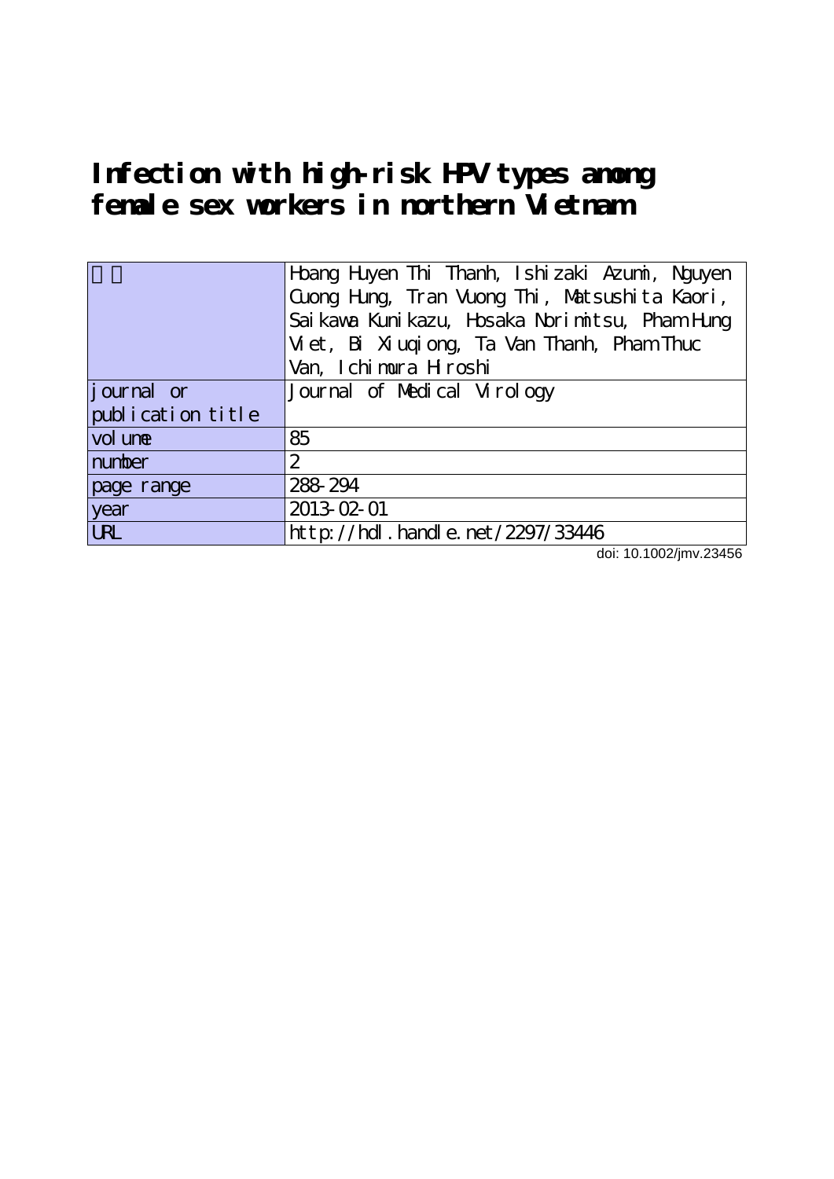# Infection with high-risk HPV types among female sex workers in northern Vietnam

| 著者 | Hoang Huyen Thi Thanh, Ishizaki Azumi, Nguyen Cuong Hung, Tran Vuong Thi, Matsushita Kaori, Saikawa Kunikazu, Hosaka Norimitsu, Pham Hung Viet, Bi Xiuqiong, Ta Van Thanh, Pham Thuc Van, Ichimura Hiroshi |
|---|---|
| journal or publication title | Journal of Medical Virology |
| volume | 85 |
| number | 2 |
| page range | 288-294 |
| year | 2013-02-01 |
| URL | http://hdl.handle.net/2297/33446 |

doi: 10.1002/jmv.23456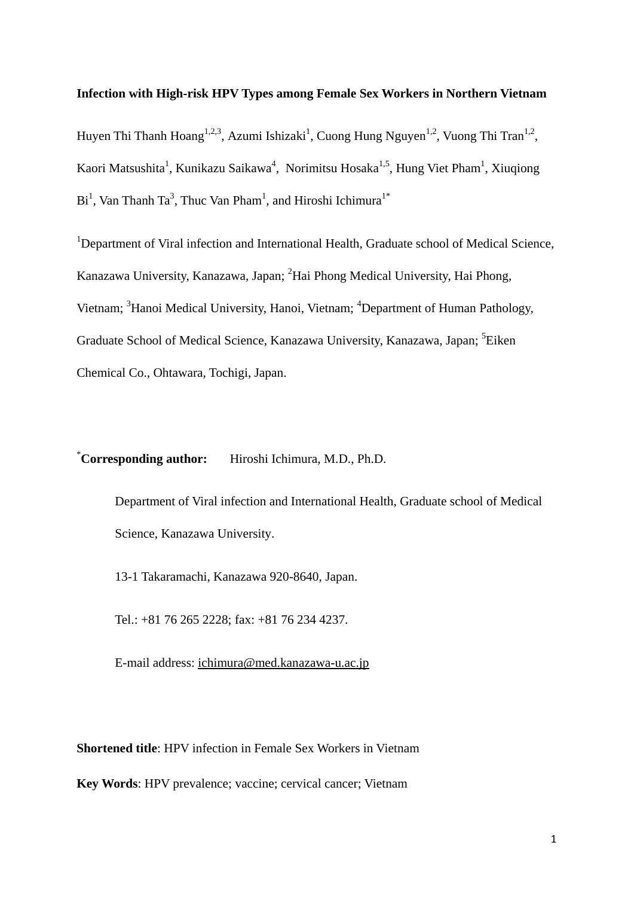**Infection with High-risk HPV Types among Female Sex Workers in Northern Vietnam**

Huyen Thi Thanh Hoang[1,2,3], Azumi Ishizaki[1], Cuong Hung Nguyen[1,2], Vuong Thi Tran[1,2], Kaori Matsushita[1], Kunikazu Saikawa[4], Norimitsu Hosaka[1,5], Hung Viet Pham[1], Xiuqiong Bi[1], Van Thanh Ta[3], Thuc Van Pham[1], and Hiroshi Ichimura[1*]

[1]Department of Viral infection and International Health, Graduate school of Medical Science, Kanazawa University, Kanazawa, Japan; [2]Hai Phong Medical University, Hai Phong, Vietnam; [3]Hanoi Medical University, Hanoi, Vietnam; [4]Department of Human Pathology, Graduate School of Medical Science, Kanazawa University, Kanazawa, Japan; [5]Eiken Chemical Co., Ohtawara, Tochigi, Japan.

[*]**Corresponding author:** Hiroshi Ichimura, M.D., Ph.D.

Department of Viral infection and International Health, Graduate school of Medical Science, Kanazawa University.

13-1 Takaramachi, Kanazawa 920-8640, Japan.

Tel.: +81 76 265 2228; fax: +81 76 234 4237.

E-mail address: ichimura@med.kanazawa-u.ac.jp

**Shortened title**: HPV infection in Female Sex Workers in Vietnam

**Key Words**: HPV prevalence; vaccine; cervical cancer; Vietnam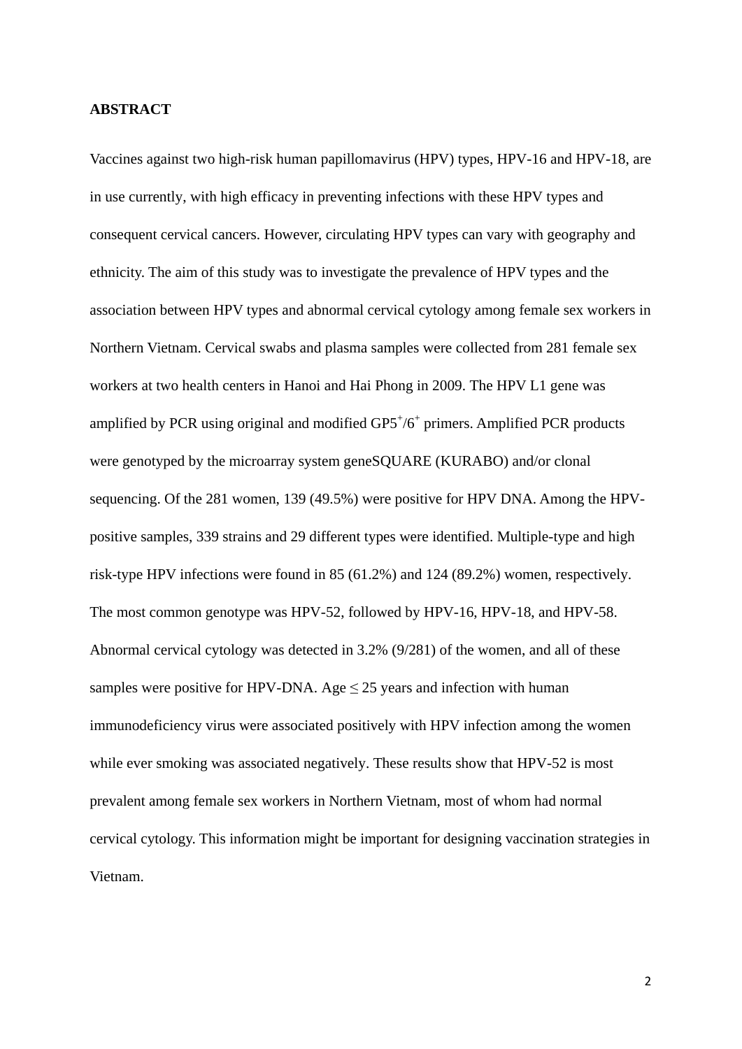**ABSTRACT**

Vaccines against two high-risk human papillomavirus (HPV) types, HPV-16 and HPV-18, are in use currently, with high efficacy in preventing infections with these HPV types and consequent cervical cancers. However, circulating HPV types can vary with geography and ethnicity. The aim of this study was to investigate the prevalence of HPV types and the association between HPV types and abnormal cervical cytology among female sex workers in Northern Vietnam. Cervical swabs and plasma samples were collected from 281 female sex workers at two health centers in Hanoi and Hai Phong in 2009. The HPV L1 gene was amplified by PCR using original and modified $GP5^{+}/6^{+}$ primers. Amplified PCR products were genotyped by the microarray system geneSQUARE (KURABO) and/or clonal sequencing. Of the 281 women, 139 (49.5%) were positive for HPV DNA. Among the HPV-positive samples, 339 strains and 29 different types were identified. Multiple-type and high risk-type HPV infections were found in 85 (61.2%) and 124 (89.2%) women, respectively. The most common genotype was HPV-52, followed by HPV-16, HPV-18, and HPV-58. Abnormal cervical cytology was detected in 3.2% (9/281) of the women, and all of these samples were positive for HPV-DNA. Age $\leq$ 25 years and infection with human immunodeficiency virus were associated positively with HPV infection among the women while ever smoking was associated negatively. These results show that HPV-52 is most prevalent among female sex workers in Northern Vietnam, most of whom had normal cervical cytology. This information might be important for designing vaccination strategies in Vietnam.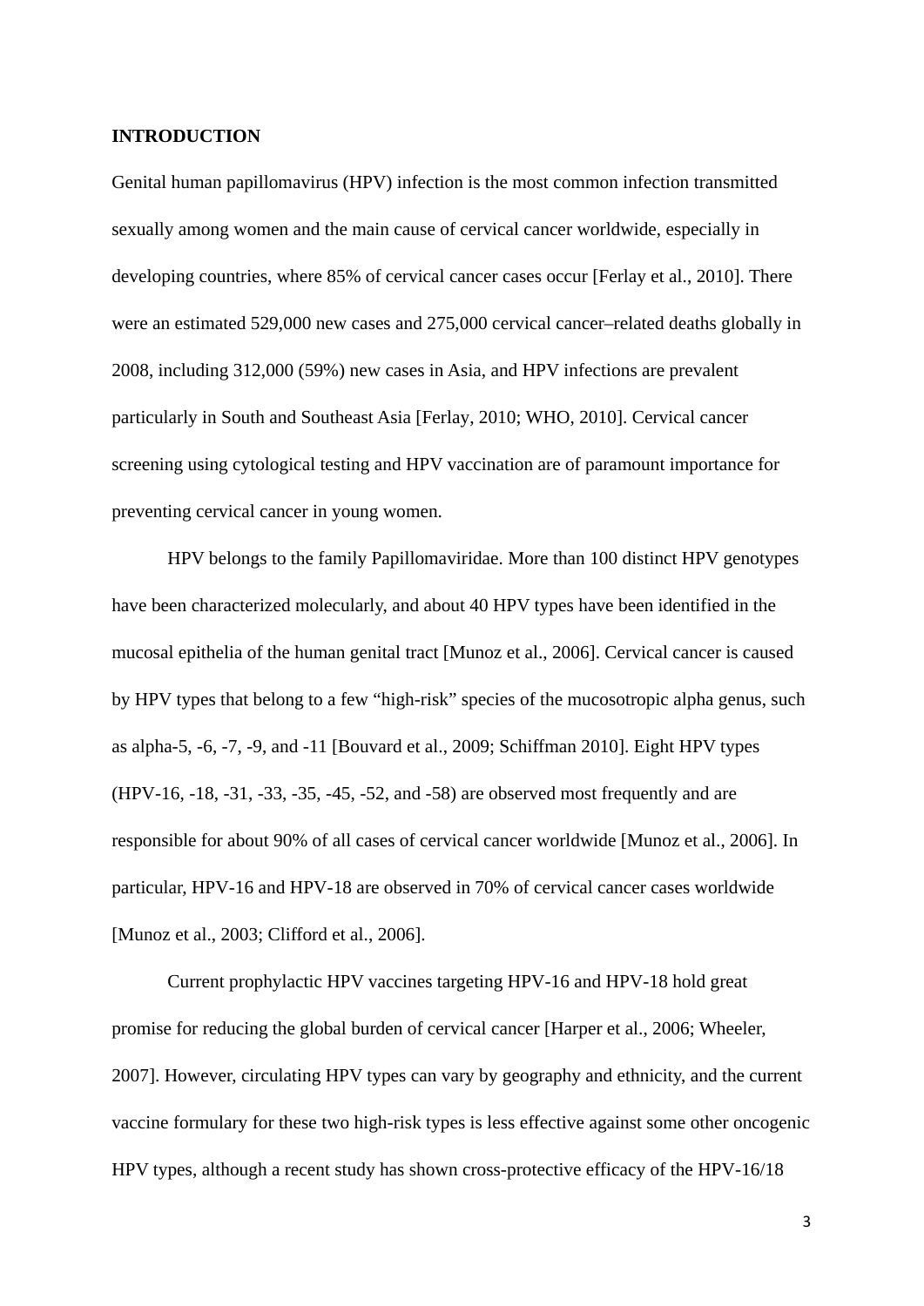## INTRODUCTION

Genital human papillomavirus (HPV) infection is the most common infection transmitted sexually among women and the main cause of cervical cancer worldwide, especially in developing countries, where 85% of cervical cancer cases occur [Ferlay et al., 2010]. There were an estimated 529,000 new cases and 275,000 cervical cancer–related deaths globally in 2008, including 312,000 (59%) new cases in Asia, and HPV infections are prevalent particularly in South and Southeast Asia [Ferlay, 2010; WHO, 2010]. Cervical cancer screening using cytological testing and HPV vaccination are of paramount importance for preventing cervical cancer in young women.

HPV belongs to the family Papillomaviridae. More than 100 distinct HPV genotypes have been characterized molecularly, and about 40 HPV types have been identified in the mucosal epithelia of the human genital tract [Munoz et al., 2006]. Cervical cancer is caused by HPV types that belong to a few "high-risk" species of the mucosotropic alpha genus, such as alpha-5, -6, -7, -9, and -11 [Bouvard et al., 2009; Schiffman 2010]. Eight HPV types (HPV-16, -18, -31, -33, -35, -45, -52, and -58) are observed most frequently and are responsible for about 90% of all cases of cervical cancer worldwide [Munoz et al., 2006]. In particular, HPV-16 and HPV-18 are observed in 70% of cervical cancer cases worldwide [Munoz et al., 2003; Clifford et al., 2006].

Current prophylactic HPV vaccines targeting HPV-16 and HPV-18 hold great promise for reducing the global burden of cervical cancer [Harper et al., 2006; Wheeler, 2007]. However, circulating HPV types can vary by geography and ethnicity, and the current vaccine formulary for these two high-risk types is less effective against some other oncogenic HPV types, although a recent study has shown cross-protective efficacy of the HPV-16/18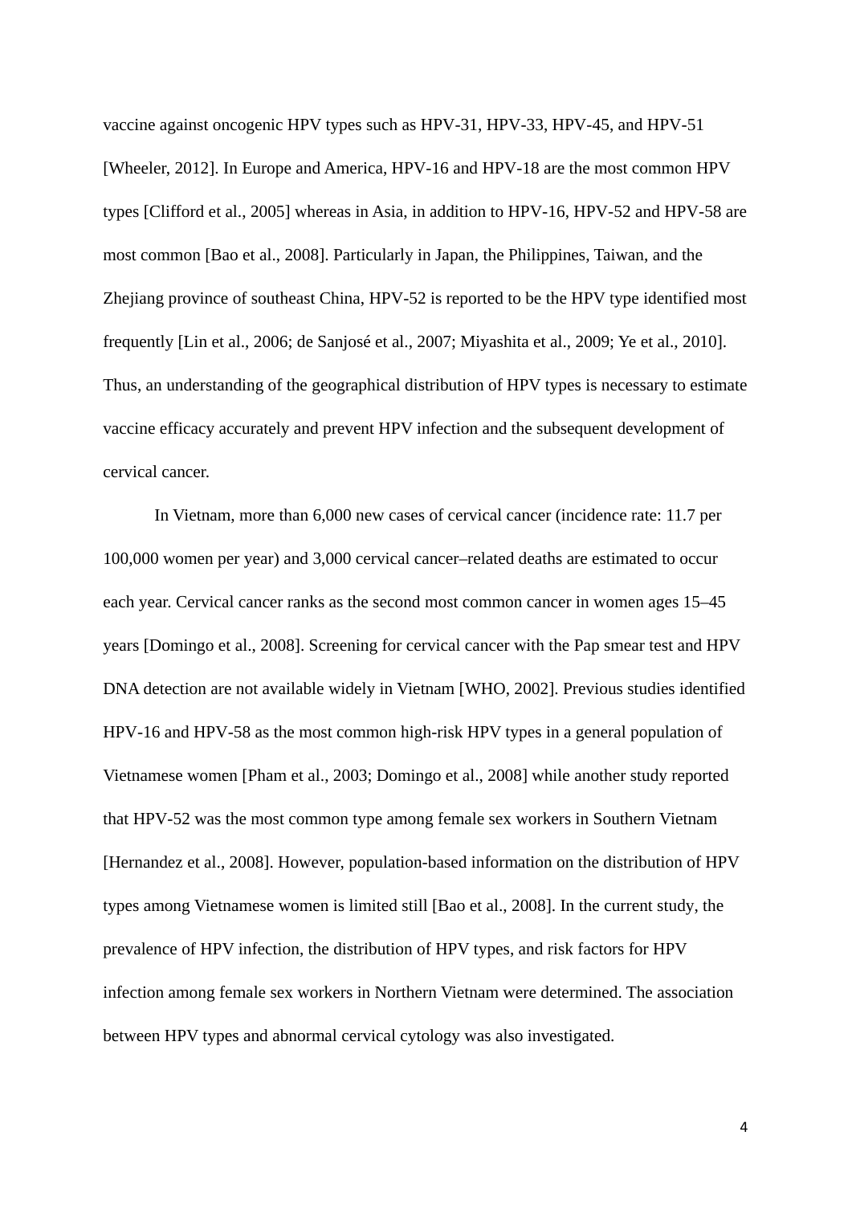vaccine against oncogenic HPV types such as HPV-31, HPV-33, HPV-45, and HPV-51 [Wheeler, 2012]. In Europe and America, HPV-16 and HPV-18 are the most common HPV types [Clifford et al., 2005] whereas in Asia, in addition to HPV-16, HPV-52 and HPV-58 are most common [Bao et al., 2008]. Particularly in Japan, the Philippines, Taiwan, and the Zhejiang province of southeast China, HPV-52 is reported to be the HPV type identified most frequently [Lin et al., 2006; de Sanjosé et al., 2007; Miyashita et al., 2009; Ye et al., 2010]. Thus, an understanding of the geographical distribution of HPV types is necessary to estimate vaccine efficacy accurately and prevent HPV infection and the subsequent development of cervical cancer.

In Vietnam, more than 6,000 new cases of cervical cancer (incidence rate: 11.7 per 100,000 women per year) and 3,000 cervical cancer–related deaths are estimated to occur each year. Cervical cancer ranks as the second most common cancer in women ages 15–45 years [Domingo et al., 2008]. Screening for cervical cancer with the Pap smear test and HPV DNA detection are not available widely in Vietnam [WHO, 2002]. Previous studies identified HPV-16 and HPV-58 as the most common high-risk HPV types in a general population of Vietnamese women [Pham et al., 2003; Domingo et al., 2008] while another study reported that HPV-52 was the most common type among female sex workers in Southern Vietnam [Hernandez et al., 2008]. However, population-based information on the distribution of HPV types among Vietnamese women is limited still [Bao et al., 2008]. In the current study, the prevalence of HPV infection, the distribution of HPV types, and risk factors for HPV infection among female sex workers in Northern Vietnam were determined. The association between HPV types and abnormal cervical cytology was also investigated.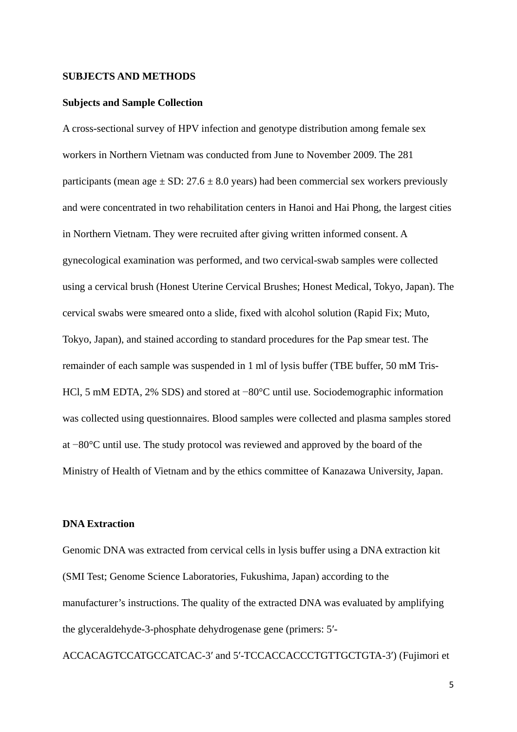## SUBJECTS AND METHODS

### Subjects and Sample Collection

A cross-sectional survey of HPV infection and genotype distribution among female sex workers in Northern Vietnam was conducted from June to November 2009. The 281 participants (mean age ± SD: 27.6 ± 8.0 years) had been commercial sex workers previously and were concentrated in two rehabilitation centers in Hanoi and Hai Phong, the largest cities in Northern Vietnam. They were recruited after giving written informed consent. A gynecological examination was performed, and two cervical-swab samples were collected using a cervical brush (Honest Uterine Cervical Brushes; Honest Medical, Tokyo, Japan). The cervical swabs were smeared onto a slide, fixed with alcohol solution (Rapid Fix; Muto, Tokyo, Japan), and stained according to standard procedures for the Pap smear test. The remainder of each sample was suspended in 1 ml of lysis buffer (TBE buffer, 50 mM Tris-HCl, 5 mM EDTA, 2% SDS) and stored at −80°C until use. Sociodemographic information was collected using questionnaires. Blood samples were collected and plasma samples stored at −80°C until use. The study protocol was reviewed and approved by the board of the Ministry of Health of Vietnam and by the ethics committee of Kanazawa University, Japan.

### DNA Extraction

Genomic DNA was extracted from cervical cells in lysis buffer using a DNA extraction kit (SMI Test; Genome Science Laboratories, Fukushima, Japan) according to the manufacturer's instructions. The quality of the extracted DNA was evaluated by amplifying the glyceraldehyde-3-phosphate dehydrogenase gene (primers: 5′-ACCACAGTCCATGCCATCAC-3′ and 5′-TCCACCACCCTGTTGCTGTA-3′) (Fujimori et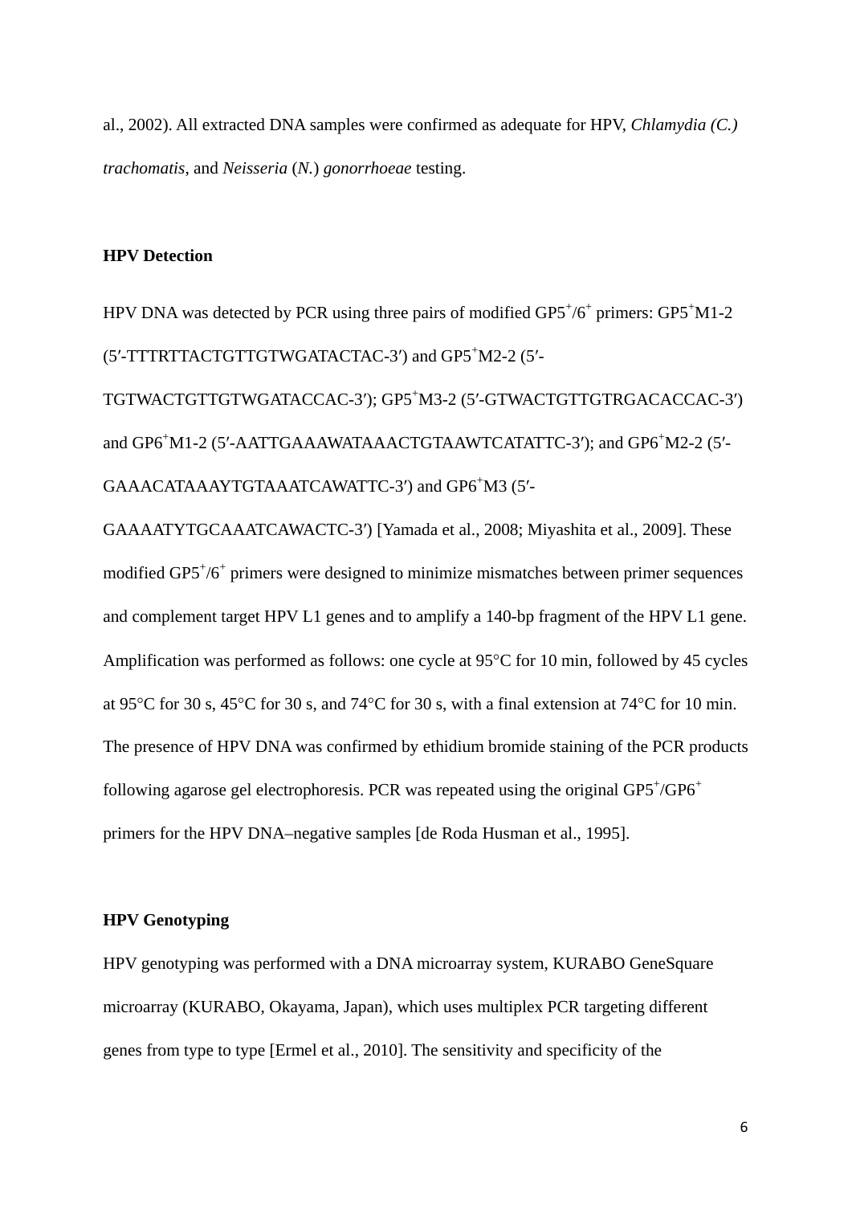al., 2002). All extracted DNA samples were confirmed as adequate for HPV, *Chlamydia (C.) trachomatis*, and *Neisseria* (*N.*) *gonorrhoeae* testing.

**HPV Detection**

HPV DNA was detected by PCR using three pairs of modified GP5$^+$/6$^+$ primers: GP5$^+$M1-2 (5′-TTTRTTACTGTTGTWGATACTAC-3′) and GP5$^+$M2-2 (5′-TGTWACTGTTGTWGATACCAC-3′); GP5$^+$M3-2 (5′-GTWACTGTTGTRGACACCAC-3′) and GP6$^+$M1-2 (5′-AATTGAAAWATAAACTGTAAWTCATATTC-3′); and GP6$^+$M2-2 (5′-GAAACATAAAYTGTAAATCAWATTC-3′) and GP6$^+$M3 (5′-GAAAATYTGCAAATCAWACTC-3′) [Yamada et al., 2008; Miyashita et al., 2009]. These modified GP5$^+$/6$^+$ primers were designed to minimize mismatches between primer sequences and complement target HPV L1 genes and to amplify a 140-bp fragment of the HPV L1 gene. Amplification was performed as follows: one cycle at 95°C for 10 min, followed by 45 cycles at 95°C for 30 s, 45°C for 30 s, and 74°C for 30 s, with a final extension at 74°C for 10 min. The presence of HPV DNA was confirmed by ethidium bromide staining of the PCR products following agarose gel electrophoresis. PCR was repeated using the original GP5$^+$/GP6$^+$ primers for the HPV DNA–negative samples [de Roda Husman et al., 1995].

**HPV Genotyping**

HPV genotyping was performed with a DNA microarray system, KURABO GeneSquare microarray (KURABO, Okayama, Japan), which uses multiplex PCR targeting different genes from type to type [Ermel et al., 2010]. The sensitivity and specificity of the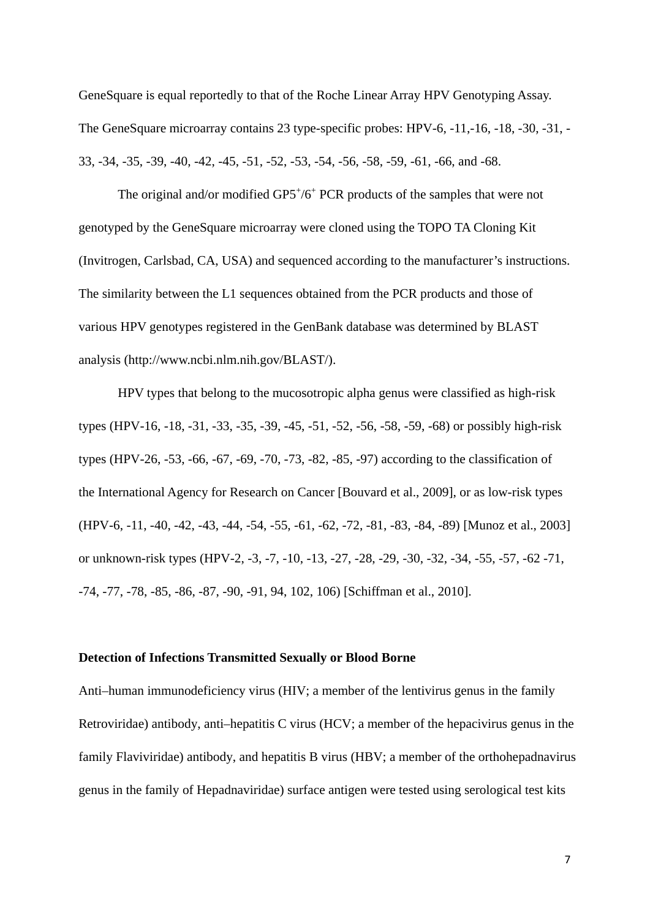GeneSquare is equal reportedly to that of the Roche Linear Array HPV Genotyping Assay. The GeneSquare microarray contains 23 type-specific probes: HPV-6, -11,-16, -18, -30, -31, -33, -34, -35, -39, -40, -42, -45, -51, -52, -53, -54, -56, -58, -59, -61, -66, and -68.

The original and/or modified GP5$^{+}$/6$^{+}$ PCR products of the samples that were not genotyped by the GeneSquare microarray were cloned using the TOPO TA Cloning Kit (Invitrogen, Carlsbad, CA, USA) and sequenced according to the manufacturer's instructions. The similarity between the L1 sequences obtained from the PCR products and those of various HPV genotypes registered in the GenBank database was determined by BLAST analysis (http://www.ncbi.nlm.nih.gov/BLAST/).

HPV types that belong to the mucosotropic alpha genus were classified as high-risk types (HPV-16, -18, -31, -33, -35, -39, -45, -51, -52, -56, -58, -59, -68) or possibly high-risk types (HPV-26, -53, -66, -67, -69, -70, -73, -82, -85, -97) according to the classification of the International Agency for Research on Cancer [Bouvard et al., 2009], or as low-risk types (HPV-6, -11, -40, -42, -43, -44, -54, -55, -61, -62, -72, -81, -83, -84, -89) [Munoz et al., 2003] or unknown-risk types (HPV-2, -3, -7, -10, -13, -27, -28, -29, -30, -32, -34, -55, -57, -62 -71, -74, -77, -78, -85, -86, -87, -90, -91, 94, 102, 106) [Schiffman et al., 2010].

**Detection of Infections Transmitted Sexually or Blood Borne**

Anti–human immunodeficiency virus (HIV; a member of the lentivirus genus in the family Retroviridae) antibody, anti–hepatitis C virus (HCV; a member of the hepacivirus genus in the family Flaviviridae) antibody, and hepatitis B virus (HBV; a member of the orthohepadnavirus genus in the family of Hepadnaviridae) surface antigen were tested using serological test kits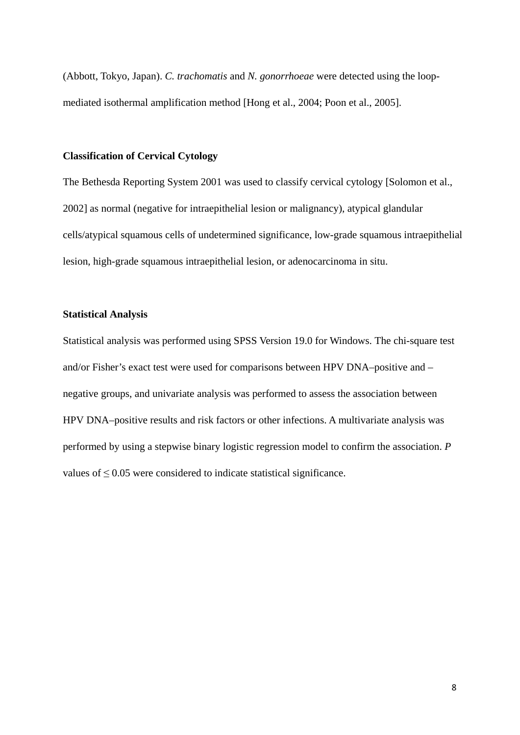(Abbott, Tokyo, Japan). *C. trachomatis* and *N. gonorrhoeae* were detected using the loop-mediated isothermal amplification method [Hong et al., 2004; Poon et al., 2005].

### Classification of Cervical Cytology

The Bethesda Reporting System 2001 was used to classify cervical cytology [Solomon et al., 2002] as normal (negative for intraepithelial lesion or malignancy), atypical glandular cells/atypical squamous cells of undetermined significance, low-grade squamous intraepithelial lesion, high-grade squamous intraepithelial lesion, or adenocarcinoma in situ.

### Statistical Analysis

Statistical analysis was performed using SPSS Version 19.0 for Windows. The chi-square test and/or Fisher's exact test were used for comparisons between HPV DNA–positive and –negative groups, and univariate analysis was performed to assess the association between HPV DNA–positive results and risk factors or other infections. A multivariate analysis was performed by using a stepwise binary logistic regression model to confirm the association. *P* values of $\leq 0.05$ were considered to indicate statistical significance.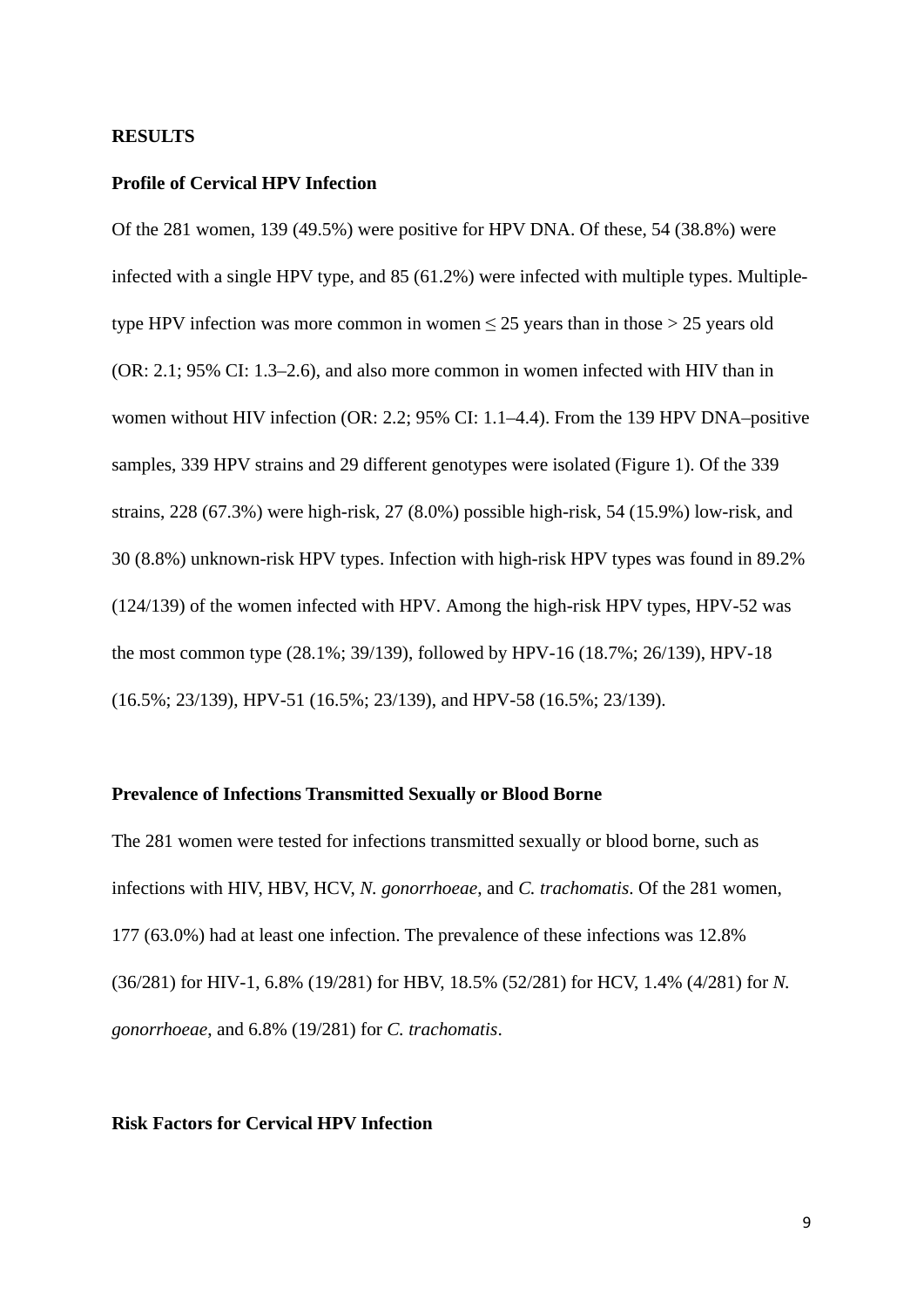## RESULTS

### Profile of Cervical HPV Infection

Of the 281 women, 139 (49.5%) were positive for HPV DNA. Of these, 54 (38.8%) were infected with a single HPV type, and 85 (61.2%) were infected with multiple types. Multiple-type HPV infection was more common in women $\leq$ 25 years than in those $>$ 25 years old (OR: 2.1; 95% CI: 1.3–2.6), and also more common in women infected with HIV than in women without HIV infection (OR: 2.2; 95% CI: 1.1–4.4). From the 139 HPV DNA–positive samples, 339 HPV strains and 29 different genotypes were isolated (Figure 1). Of the 339 strains, 228 (67.3%) were high-risk, 27 (8.0%) possible high-risk, 54 (15.9%) low-risk, and 30 (8.8%) unknown-risk HPV types. Infection with high-risk HPV types was found in 89.2% (124/139) of the women infected with HPV. Among the high-risk HPV types, HPV-52 was the most common type (28.1%; 39/139), followed by HPV-16 (18.7%; 26/139), HPV-18 (16.5%; 23/139), HPV-51 (16.5%; 23/139), and HPV-58 (16.5%; 23/139).

### Prevalence of Infections Transmitted Sexually or Blood Borne

The 281 women were tested for infections transmitted sexually or blood borne, such as infections with HIV, HBV, HCV, *N. gonorrhoeae*, and *C. trachomatis*. Of the 281 women, 177 (63.0%) had at least one infection. The prevalence of these infections was 12.8% (36/281) for HIV-1, 6.8% (19/281) for HBV, 18.5% (52/281) for HCV, 1.4% (4/281) for *N. gonorrhoeae*, and 6.8% (19/281) for *C. trachomatis*.

### Risk Factors for Cervical HPV Infection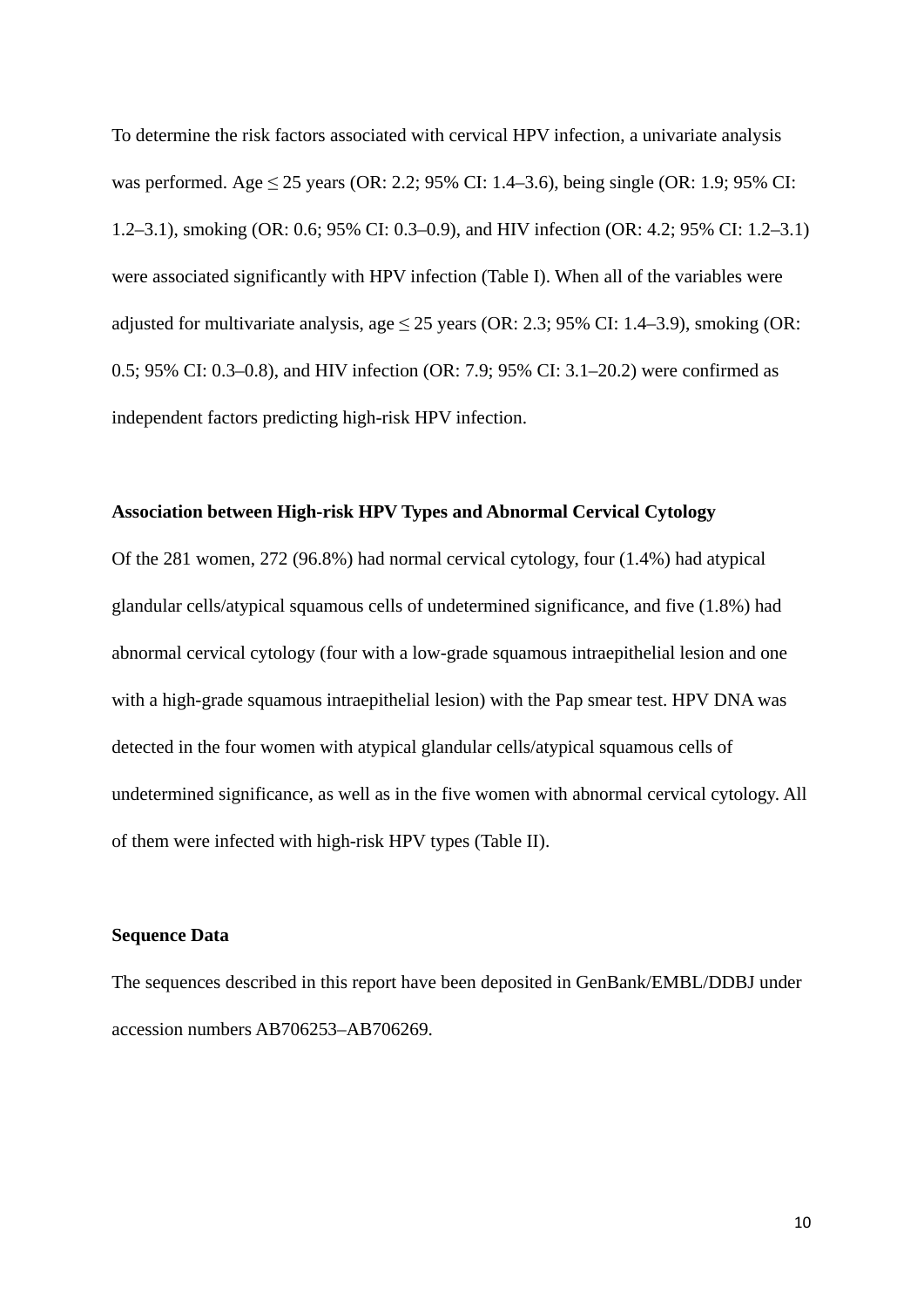To determine the risk factors associated with cervical HPV infection, a univariate analysis was performed. Age ≤ 25 years (OR: 2.2; 95% CI: 1.4–3.6), being single (OR: 1.9; 95% CI: 1.2–3.1), smoking (OR: 0.6; 95% CI: 0.3–0.9), and HIV infection (OR: 4.2; 95% CI: 1.2–3.1) were associated significantly with HPV infection (Table I). When all of the variables were adjusted for multivariate analysis, age ≤ 25 years (OR: 2.3; 95% CI: 1.4–3.9), smoking (OR: 0.5; 95% CI: 0.3–0.8), and HIV infection (OR: 7.9; 95% CI: 3.1–20.2) were confirmed as independent factors predicting high-risk HPV infection.

**Association between High-risk HPV Types and Abnormal Cervical Cytology**

Of the 281 women, 272 (96.8%) had normal cervical cytology, four (1.4%) had atypical glandular cells/atypical squamous cells of undetermined significance, and five (1.8%) had abnormal cervical cytology (four with a low-grade squamous intraepithelial lesion and one with a high-grade squamous intraepithelial lesion) with the Pap smear test. HPV DNA was detected in the four women with atypical glandular cells/atypical squamous cells of undetermined significance, as well as in the five women with abnormal cervical cytology. All of them were infected with high-risk HPV types (Table II).

**Sequence Data**

The sequences described in this report have been deposited in GenBank/EMBL/DDBJ under accession numbers AB706253–AB706269.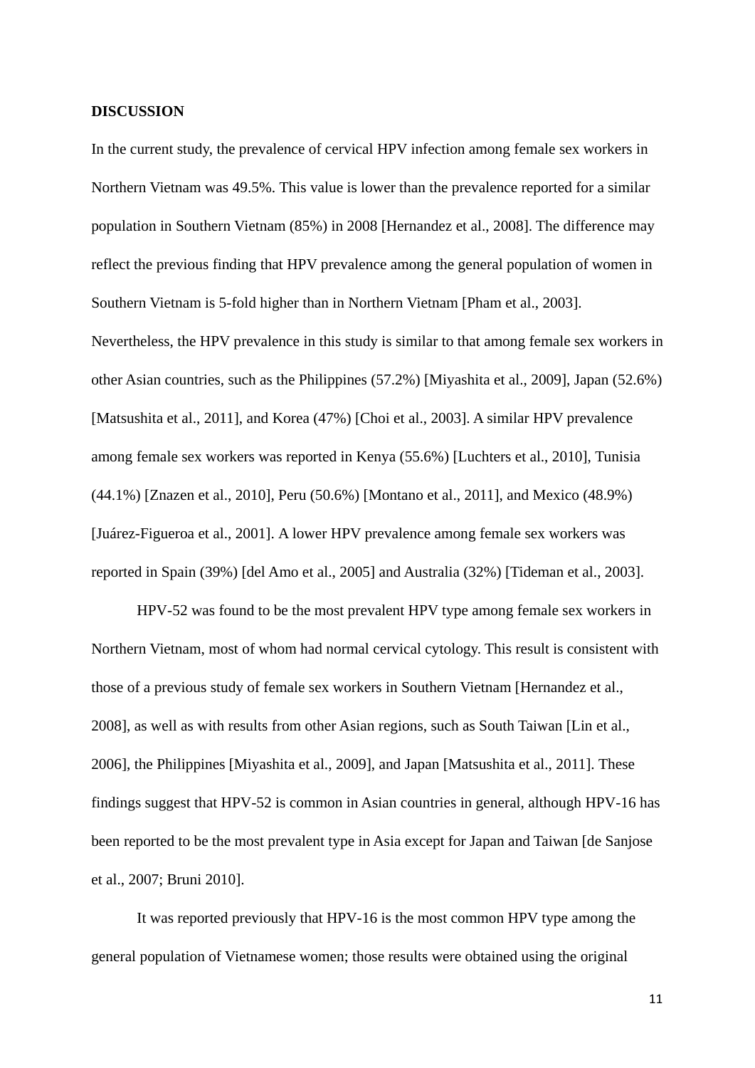## DISCUSSION

In the current study, the prevalence of cervical HPV infection among female sex workers in Northern Vietnam was 49.5%. This value is lower than the prevalence reported for a similar population in Southern Vietnam (85%) in 2008 [Hernandez et al., 2008]. The difference may reflect the previous finding that HPV prevalence among the general population of women in Southern Vietnam is 5-fold higher than in Northern Vietnam [Pham et al., 2003]. Nevertheless, the HPV prevalence in this study is similar to that among female sex workers in other Asian countries, such as the Philippines (57.2%) [Miyashita et al., 2009], Japan (52.6%) [Matsushita et al., 2011], and Korea (47%) [Choi et al., 2003]. A similar HPV prevalence among female sex workers was reported in Kenya (55.6%) [Luchters et al., 2010], Tunisia (44.1%) [Znazen et al., 2010], Peru (50.6%) [Montano et al., 2011], and Mexico (48.9%) [Juárez-Figueroa et al., 2001]. A lower HPV prevalence among female sex workers was reported in Spain (39%) [del Amo et al., 2005] and Australia (32%) [Tideman et al., 2003].

HPV-52 was found to be the most prevalent HPV type among female sex workers in Northern Vietnam, most of whom had normal cervical cytology. This result is consistent with those of a previous study of female sex workers in Southern Vietnam [Hernandez et al., 2008], as well as with results from other Asian regions, such as South Taiwan [Lin et al., 2006], the Philippines [Miyashita et al., 2009], and Japan [Matsushita et al., 2011]. These findings suggest that HPV-52 is common in Asian countries in general, although HPV-16 has been reported to be the most prevalent type in Asia except for Japan and Taiwan [de Sanjose et al., 2007; Bruni 2010].

It was reported previously that HPV-16 is the most common HPV type among the general population of Vietnamese women; those results were obtained using the original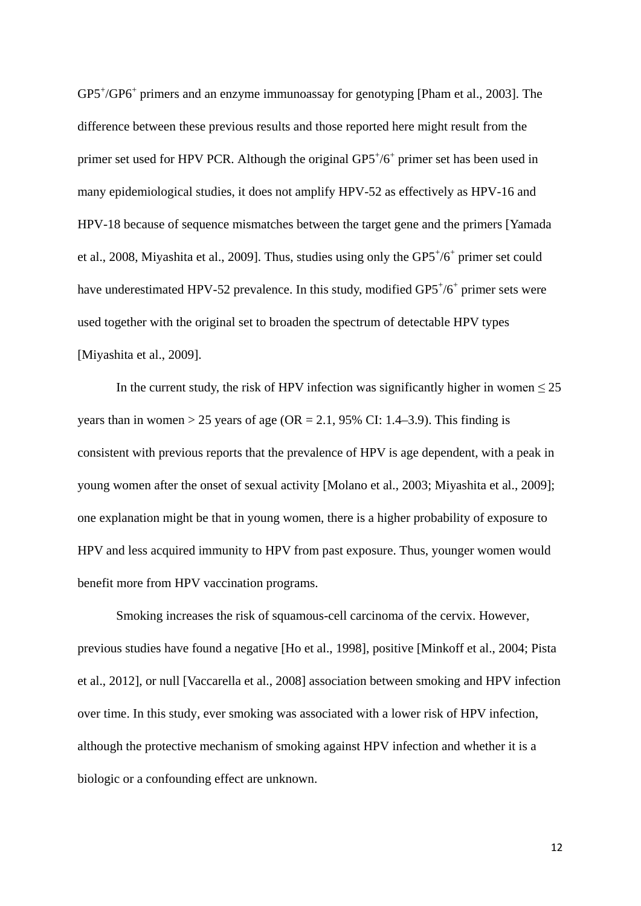$GP5^{+}/GP6^{+}$ primers and an enzyme immunoassay for genotyping [Pham et al., 2003]. The difference between these previous results and those reported here might result from the primer set used for HPV PCR. Although the original $GP5^{+}/6^{+}$ primer set has been used in many epidemiological studies, it does not amplify HPV-52 as effectively as HPV-16 and HPV-18 because of sequence mismatches between the target gene and the primers [Yamada et al., 2008, Miyashita et al., 2009]. Thus, studies using only the $GP5^{+}/6^{+}$ primer set could have underestimated HPV-52 prevalence. In this study, modified $GP5^{+}/6^{+}$ primer sets were used together with the original set to broaden the spectrum of detectable HPV types [Miyashita et al., 2009].

In the current study, the risk of HPV infection was significantly higher in women ≤ 25 years than in women > 25 years of age (OR = 2.1, 95% CI: 1.4–3.9). This finding is consistent with previous reports that the prevalence of HPV is age dependent, with a peak in young women after the onset of sexual activity [Molano et al., 2003; Miyashita et al., 2009]; one explanation might be that in young women, there is a higher probability of exposure to HPV and less acquired immunity to HPV from past exposure. Thus, younger women would benefit more from HPV vaccination programs.

Smoking increases the risk of squamous-cell carcinoma of the cervix. However, previous studies have found a negative [Ho et al., 1998], positive [Minkoff et al., 2004; Pista et al., 2012], or null [Vaccarella et al., 2008] association between smoking and HPV infection over time. In this study, ever smoking was associated with a lower risk of HPV infection, although the protective mechanism of smoking against HPV infection and whether it is a biologic or a confounding effect are unknown.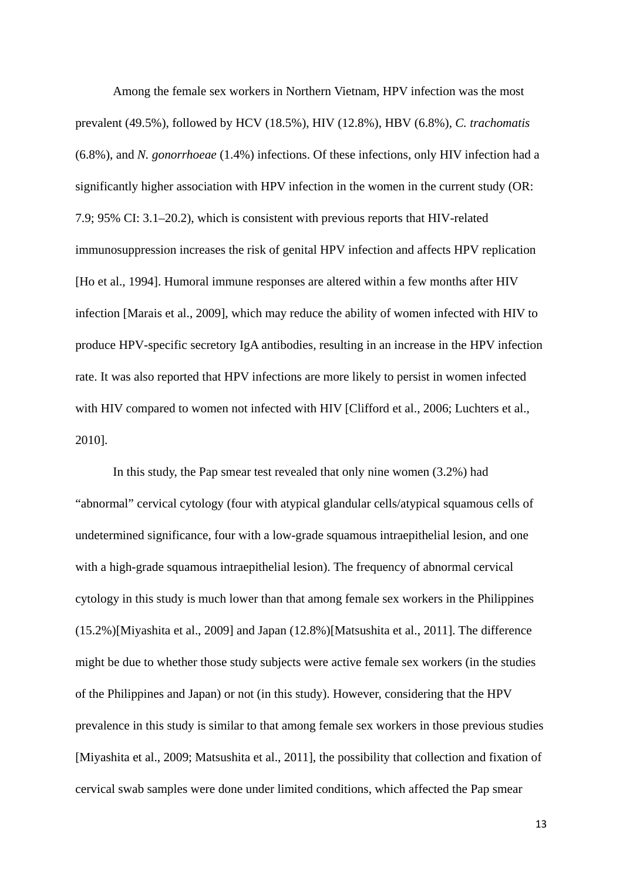Among the female sex workers in Northern Vietnam, HPV infection was the most prevalent (49.5%), followed by HCV (18.5%), HIV (12.8%), HBV (6.8%), *C. trachomatis* (6.8%), and *N. gonorrhoeae* (1.4%) infections. Of these infections, only HIV infection had a significantly higher association with HPV infection in the women in the current study (OR: 7.9; 95% CI: 3.1–20.2), which is consistent with previous reports that HIV-related immunosuppression increases the risk of genital HPV infection and affects HPV replication [Ho et al., 1994]. Humoral immune responses are altered within a few months after HIV infection [Marais et al., 2009], which may reduce the ability of women infected with HIV to produce HPV-specific secretory IgA antibodies, resulting in an increase in the HPV infection rate. It was also reported that HPV infections are more likely to persist in women infected with HIV compared to women not infected with HIV [Clifford et al., 2006; Luchters et al., 2010].

In this study, the Pap smear test revealed that only nine women (3.2%) had "abnormal" cervical cytology (four with atypical glandular cells/atypical squamous cells of undetermined significance, four with a low-grade squamous intraepithelial lesion, and one with a high-grade squamous intraepithelial lesion). The frequency of abnormal cervical cytology in this study is much lower than that among female sex workers in the Philippines (15.2%)[Miyashita et al., 2009] and Japan (12.8%)[Matsushita et al., 2011]. The difference might be due to whether those study subjects were active female sex workers (in the studies of the Philippines and Japan) or not (in this study). However, considering that the HPV prevalence in this study is similar to that among female sex workers in those previous studies [Miyashita et al., 2009; Matsushita et al., 2011], the possibility that collection and fixation of cervical swab samples were done under limited conditions, which affected the Pap smear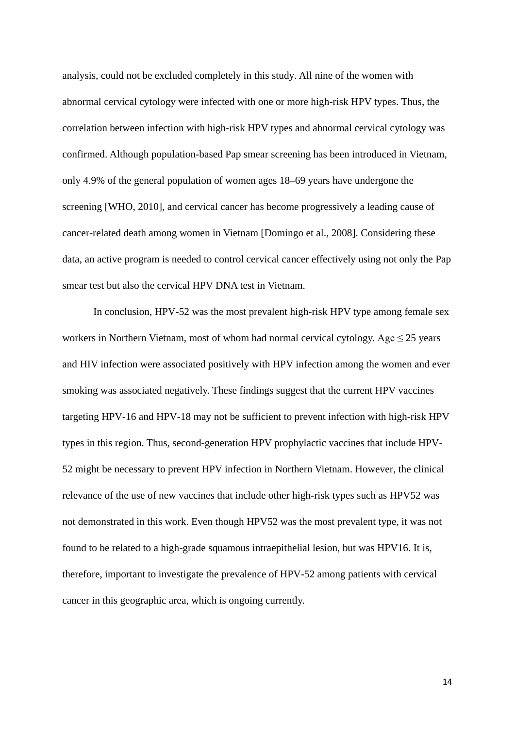analysis, could not be excluded completely in this study. All nine of the women with abnormal cervical cytology were infected with one or more high-risk HPV types. Thus, the correlation between infection with high-risk HPV types and abnormal cervical cytology was confirmed. Although population-based Pap smear screening has been introduced in Vietnam, only 4.9% of the general population of women ages 18–69 years have undergone the screening [WHO, 2010], and cervical cancer has become progressively a leading cause of cancer-related death among women in Vietnam [Domingo et al., 2008]. Considering these data, an active program is needed to control cervical cancer effectively using not only the Pap smear test but also the cervical HPV DNA test in Vietnam.

In conclusion, HPV-52 was the most prevalent high-risk HPV type among female sex workers in Northern Vietnam, most of whom had normal cervical cytology. Age ≤ 25 years and HIV infection were associated positively with HPV infection among the women and ever smoking was associated negatively. These findings suggest that the current HPV vaccines targeting HPV-16 and HPV-18 may not be sufficient to prevent infection with high-risk HPV types in this region. Thus, second-generation HPV prophylactic vaccines that include HPV-52 might be necessary to prevent HPV infection in Northern Vietnam. However, the clinical relevance of the use of new vaccines that include other high-risk types such as HPV52 was not demonstrated in this work. Even though HPV52 was the most prevalent type, it was not found to be related to a high-grade squamous intraepithelial lesion, but was HPV16. It is, therefore, important to investigate the prevalence of HPV-52 among patients with cervical cancer in this geographic area, which is ongoing currently.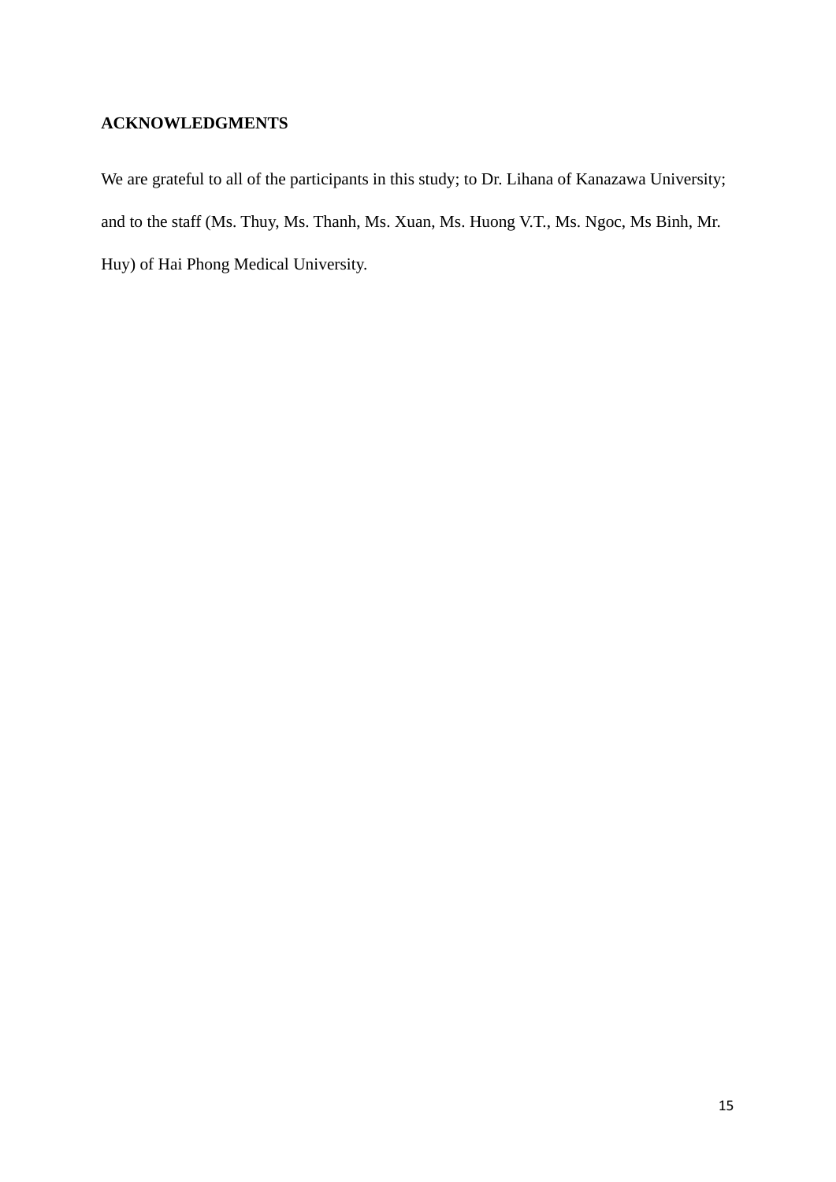## ACKNOWLEDGMENTS

We are grateful to all of the participants in this study; to Dr. Lihana of Kanazawa University; and to the staff (Ms. Thuy, Ms. Thanh, Ms. Xuan, Ms. Huong V.T., Ms. Ngoc, Ms Binh, Mr. Huy) of Hai Phong Medical University.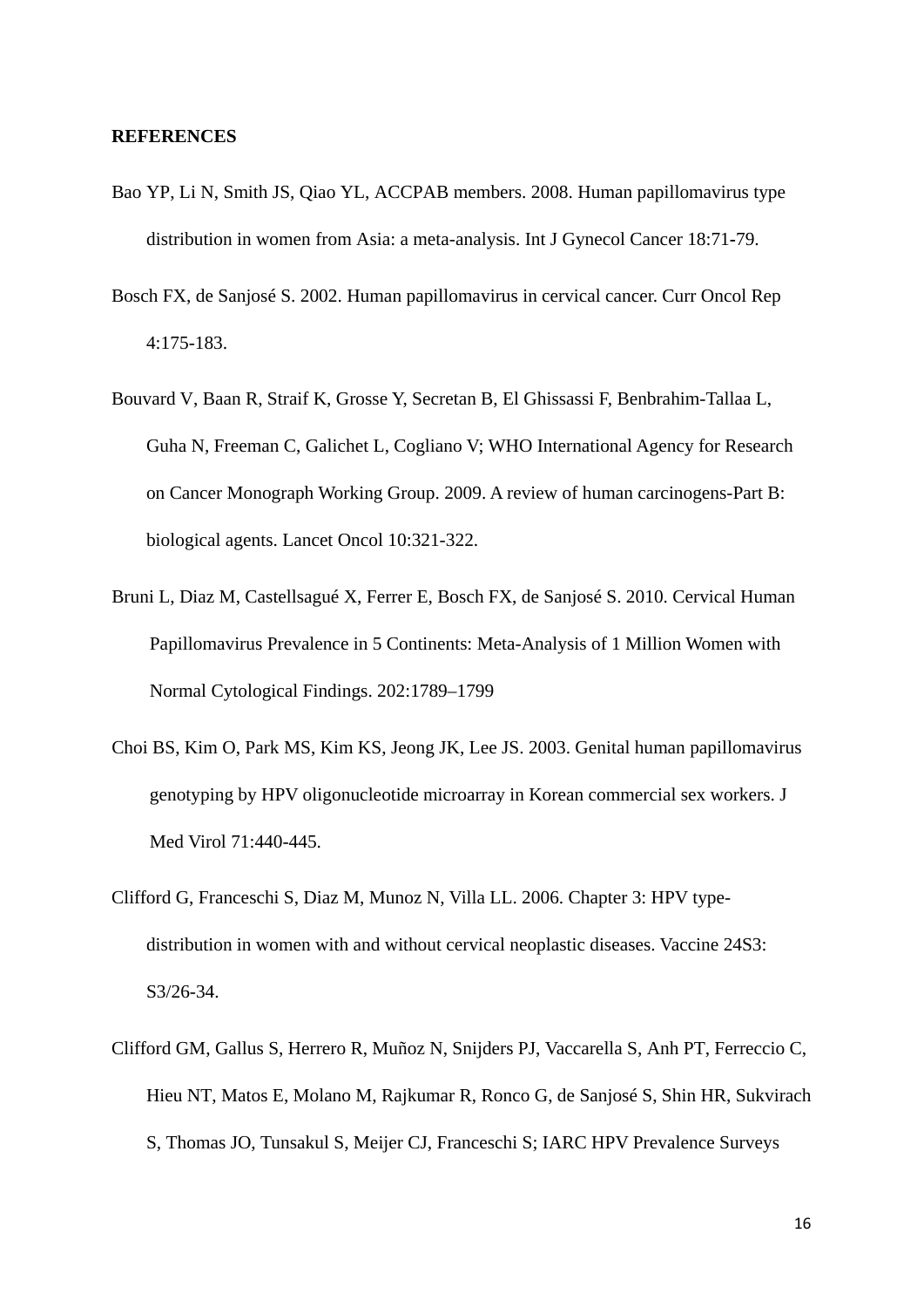**REFERENCES**

Bao YP, Li N, Smith JS, Qiao YL, ACCPAB members. 2008. Human papillomavirus type distribution in women from Asia: a meta-analysis. Int J Gynecol Cancer 18:71-79.

Bosch FX, de Sanjosé S. 2002. Human papillomavirus in cervical cancer. Curr Oncol Rep 4:175-183.

Bouvard V, Baan R, Straif K, Grosse Y, Secretan B, El Ghissassi F, Benbrahim-Tallaa L, Guha N, Freeman C, Galichet L, Cogliano V; WHO International Agency for Research on Cancer Monograph Working Group. 2009. A review of human carcinogens-Part B: biological agents. Lancet Oncol 10:321-322.

Bruni L, Diaz M, Castellsagué X, Ferrer E, Bosch FX, de Sanjosé S. 2010. Cervical Human Papillomavirus Prevalence in 5 Continents: Meta-Analysis of 1 Million Women with Normal Cytological Findings. 202:1789–1799

Choi BS, Kim O, Park MS, Kim KS, Jeong JK, Lee JS. 2003. Genital human papillomavirus genotyping by HPV oligonucleotide microarray in Korean commercial sex workers. J Med Virol 71:440-445.

Clifford G, Franceschi S, Diaz M, Munoz N, Villa LL. 2006. Chapter 3: HPV type-distribution in women with and without cervical neoplastic diseases. Vaccine 24S3: S3/26-34.

Clifford GM, Gallus S, Herrero R, Muñoz N, Snijders PJ, Vaccarella S, Anh PT, Ferreccio C, Hieu NT, Matos E, Molano M, Rajkumar R, Ronco G, de Sanjosé S, Shin HR, Sukvirach S, Thomas JO, Tunsakul S, Meijer CJ, Franceschi S; IARC HPV Prevalence Surveys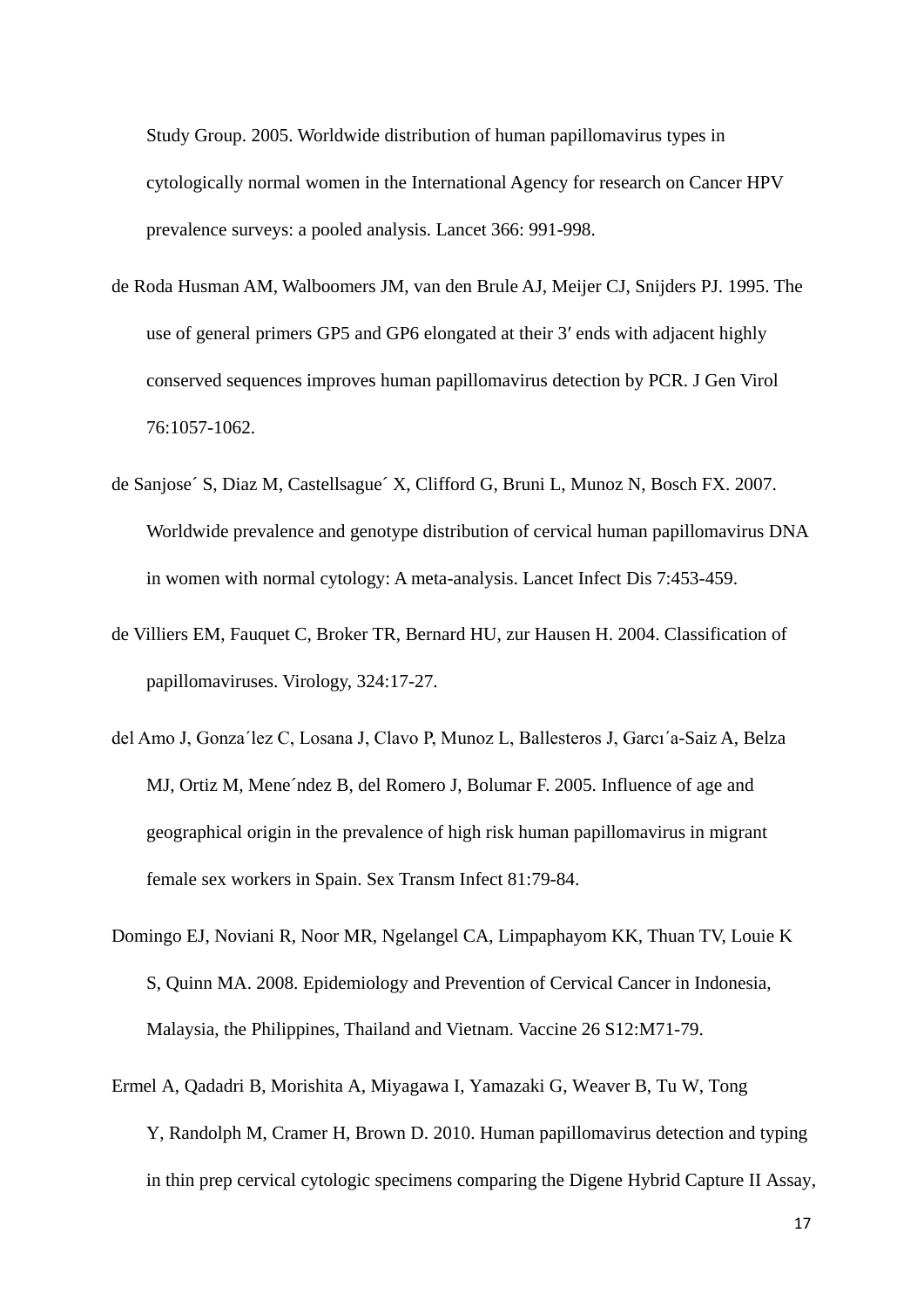Study Group. 2005. Worldwide distribution of human papillomavirus types in cytologically normal women in the International Agency for research on Cancer HPV prevalence surveys: a pooled analysis. Lancet 366: 991-998.

de Roda Husman AM, Walboomers JM, van den Brule AJ, Meijer CJ, Snijders PJ. 1995. The use of general primers GP5 and GP6 elongated at their 3′ ends with adjacent highly conserved sequences improves human papillomavirus detection by PCR. J Gen Virol 76:1057-1062.

de Sanjose´ S, Diaz M, Castellsague´ X, Clifford G, Bruni L, Munoz N, Bosch FX. 2007. Worldwide prevalence and genotype distribution of cervical human papillomavirus DNA in women with normal cytology: A meta-analysis. Lancet Infect Dis 7:453-459.

de Villiers EM, Fauquet C, Broker TR, Bernard HU, zur Hausen H. 2004. Classification of papillomaviruses. Virology, 324:17-27.

del Amo J, Gonza´lez C, Losana J, Clavo P, Munoz L, Ballesteros J, Garcı´a-Saiz A, Belza MJ, Ortiz M, Mene´ndez B, del Romero J, Bolumar F. 2005. Influence of age and geographical origin in the prevalence of high risk human papillomavirus in migrant female sex workers in Spain. Sex Transm Infect 81:79-84.

Domingo EJ, Noviani R, Noor MR, Ngelangel CA, Limpaphayom KK, Thuan TV, Louie K S, Quinn MA. 2008. Epidemiology and Prevention of Cervical Cancer in Indonesia, Malaysia, the Philippines, Thailand and Vietnam. Vaccine 26 S12:M71-79.

Ermel A, Qadadri B, Morishita A, Miyagawa I, Yamazaki G, Weaver B, Tu W, Tong Y, Randolph M, Cramer H, Brown D. 2010. Human papillomavirus detection and typing in thin prep cervical cytologic specimens comparing the Digene Hybrid Capture II Assay,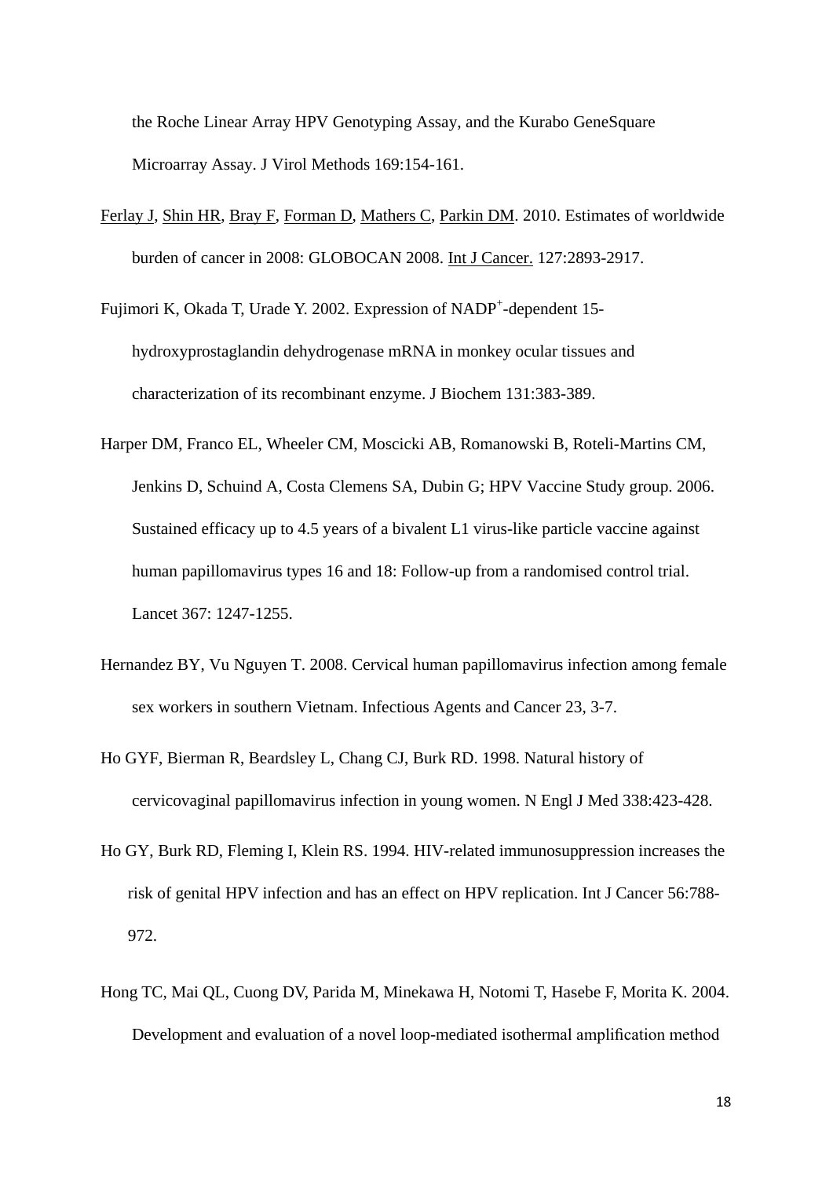the Roche Linear Array HPV Genotyping Assay, and the Kurabo GeneSquare Microarray Assay. J Virol Methods 169:154-161.

Ferlay J, Shin HR, Bray F, Forman D, Mathers C, Parkin DM. 2010. Estimates of worldwide burden of cancer in 2008: GLOBOCAN 2008. Int J Cancer. 127:2893-2917.

Fujimori K, Okada T, Urade Y. 2002. Expression of $NADP^{+}$-dependent 15-hydroxyprostaglandin dehydrogenase mRNA in monkey ocular tissues and characterization of its recombinant enzyme. J Biochem 131:383-389.

Harper DM, Franco EL, Wheeler CM, Moscicki AB, Romanowski B, Roteli-Martins CM, Jenkins D, Schuind A, Costa Clemens SA, Dubin G; HPV Vaccine Study group. 2006. Sustained efficacy up to 4.5 years of a bivalent L1 virus-like particle vaccine against human papillomavirus types 16 and 18: Follow-up from a randomised control trial. Lancet 367: 1247-1255.

Hernandez BY, Vu Nguyen T. 2008. Cervical human papillomavirus infection among female sex workers in southern Vietnam. Infectious Agents and Cancer 23, 3-7.

Ho GYF, Bierman R, Beardsley L, Chang CJ, Burk RD. 1998. Natural history of cervicovaginal papillomavirus infection in young women. N Engl J Med 338:423-428.

Ho GY, Burk RD, Fleming I, Klein RS. 1994. HIV-related immunosuppression increases the risk of genital HPV infection and has an effect on HPV replication. Int J Cancer 56:788-972.

Hong TC, Mai QL, Cuong DV, Parida M, Minekawa H, Notomi T, Hasebe F, Morita K. 2004. Development and evaluation of a novel loop-mediated isothermal amplification method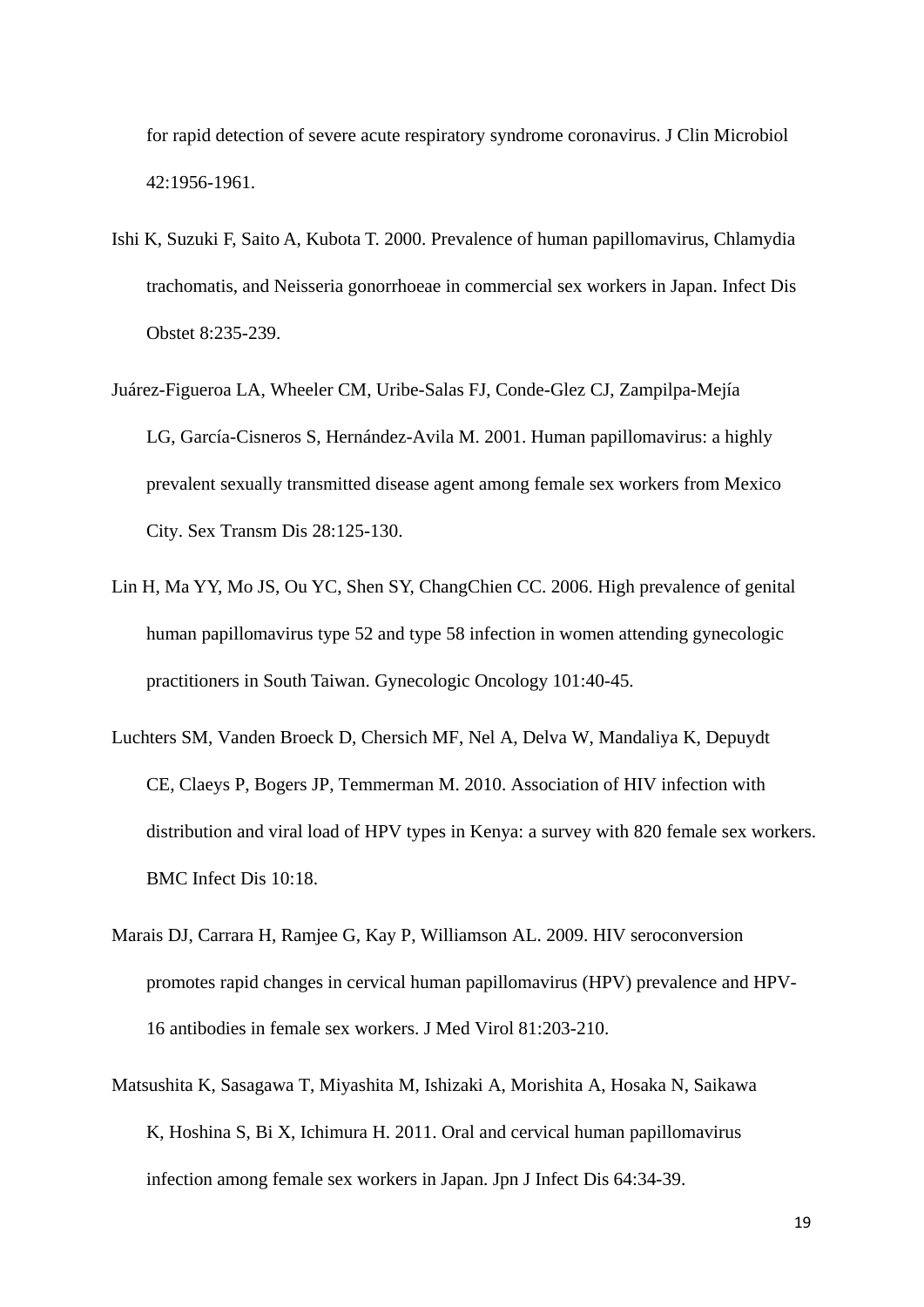for rapid detection of severe acute respiratory syndrome coronavirus. J Clin Microbiol 42:1956-1961.

Ishi K, Suzuki F, Saito A, Kubota T. 2000. Prevalence of human papillomavirus, Chlamydia trachomatis, and Neisseria gonorrhoeae in commercial sex workers in Japan. Infect Dis Obstet 8:235-239.

Juárez-Figueroa LA, Wheeler CM, Uribe-Salas FJ, Conde-Glez CJ, Zampilpa-Mejía LG, García-Cisneros S, Hernández-Avila M. 2001. Human papillomavirus: a highly prevalent sexually transmitted disease agent among female sex workers from Mexico City. Sex Transm Dis 28:125-130.

Lin H, Ma YY, Mo JS, Ou YC, Shen SY, ChangChien CC. 2006. High prevalence of genital human papillomavirus type 52 and type 58 infection in women attending gynecologic practitioners in South Taiwan. Gynecologic Oncology 101:40-45.

Luchters SM, Vanden Broeck D, Chersich MF, Nel A, Delva W, Mandaliya K, Depuydt CE, Claeys P, Bogers JP, Temmerman M. 2010. Association of HIV infection with distribution and viral load of HPV types in Kenya: a survey with 820 female sex workers. BMC Infect Dis 10:18.

Marais DJ, Carrara H, Ramjee G, Kay P, Williamson AL. 2009. HIV seroconversion promotes rapid changes in cervical human papillomavirus (HPV) prevalence and HPV-16 antibodies in female sex workers. J Med Virol 81:203-210.

Matsushita K, Sasagawa T, Miyashita M, Ishizaki A, Morishita A, Hosaka N, Saikawa K, Hoshina S, Bi X, Ichimura H. 2011. Oral and cervical human papillomavirus infection among female sex workers in Japan. Jpn J Infect Dis 64:34-39.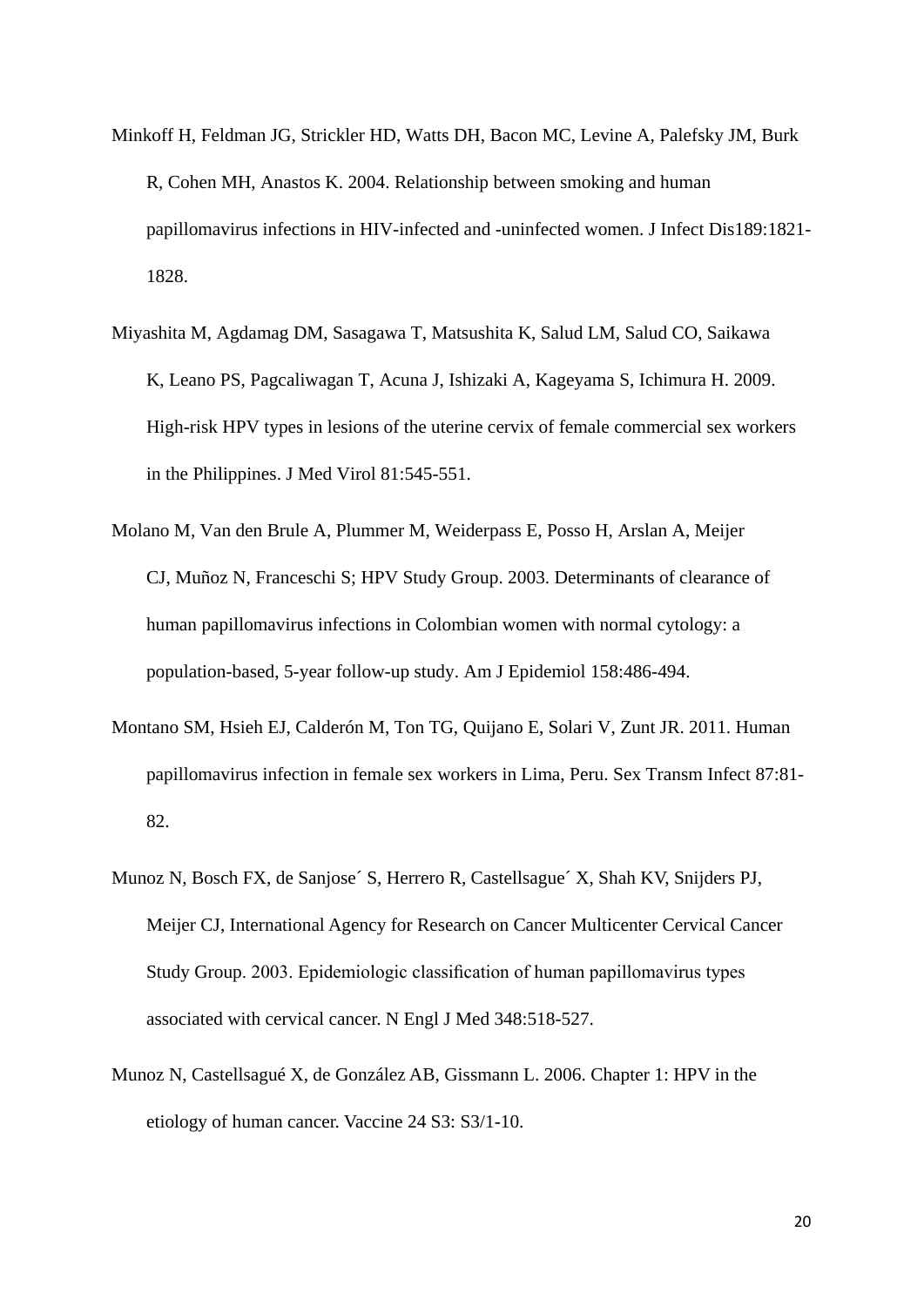Minkoff H, Feldman JG, Strickler HD, Watts DH, Bacon MC, Levine A, Palefsky JM, Burk R, Cohen MH, Anastos K. 2004. Relationship between smoking and human papillomavirus infections in HIV-infected and -uninfected women. J Infect Dis189:1821-1828.

Miyashita M, Agdamag DM, Sasagawa T, Matsushita K, Salud LM, Salud CO, Saikawa K, Leano PS, Pagcaliwagan T, Acuna J, Ishizaki A, Kageyama S, Ichimura H. 2009. High-risk HPV types in lesions of the uterine cervix of female commercial sex workers in the Philippines. J Med Virol 81:545-551.

Molano M, Van den Brule A, Plummer M, Weiderpass E, Posso H, Arslan A, Meijer CJ, Muñoz N, Franceschi S; HPV Study Group. 2003. Determinants of clearance of human papillomavirus infections in Colombian women with normal cytology: a population-based, 5-year follow-up study. Am J Epidemiol 158:486-494.

Montano SM, Hsieh EJ, Calderón M, Ton TG, Quijano E, Solari V, Zunt JR. 2011. Human papillomavirus infection in female sex workers in Lima, Peru. Sex Transm Infect 87:81-82.

Munoz N, Bosch FX, de Sanjose´ S, Herrero R, Castellsague´ X, Shah KV, Snijders PJ, Meijer CJ, International Agency for Research on Cancer Multicenter Cervical Cancer Study Group. 2003. Epidemiologic classification of human papillomavirus types associated with cervical cancer. N Engl J Med 348:518-527.

Munoz N, Castellsagué X, de González AB, Gissmann L. 2006. Chapter 1: HPV in the etiology of human cancer. Vaccine 24 S3: S3/1-10.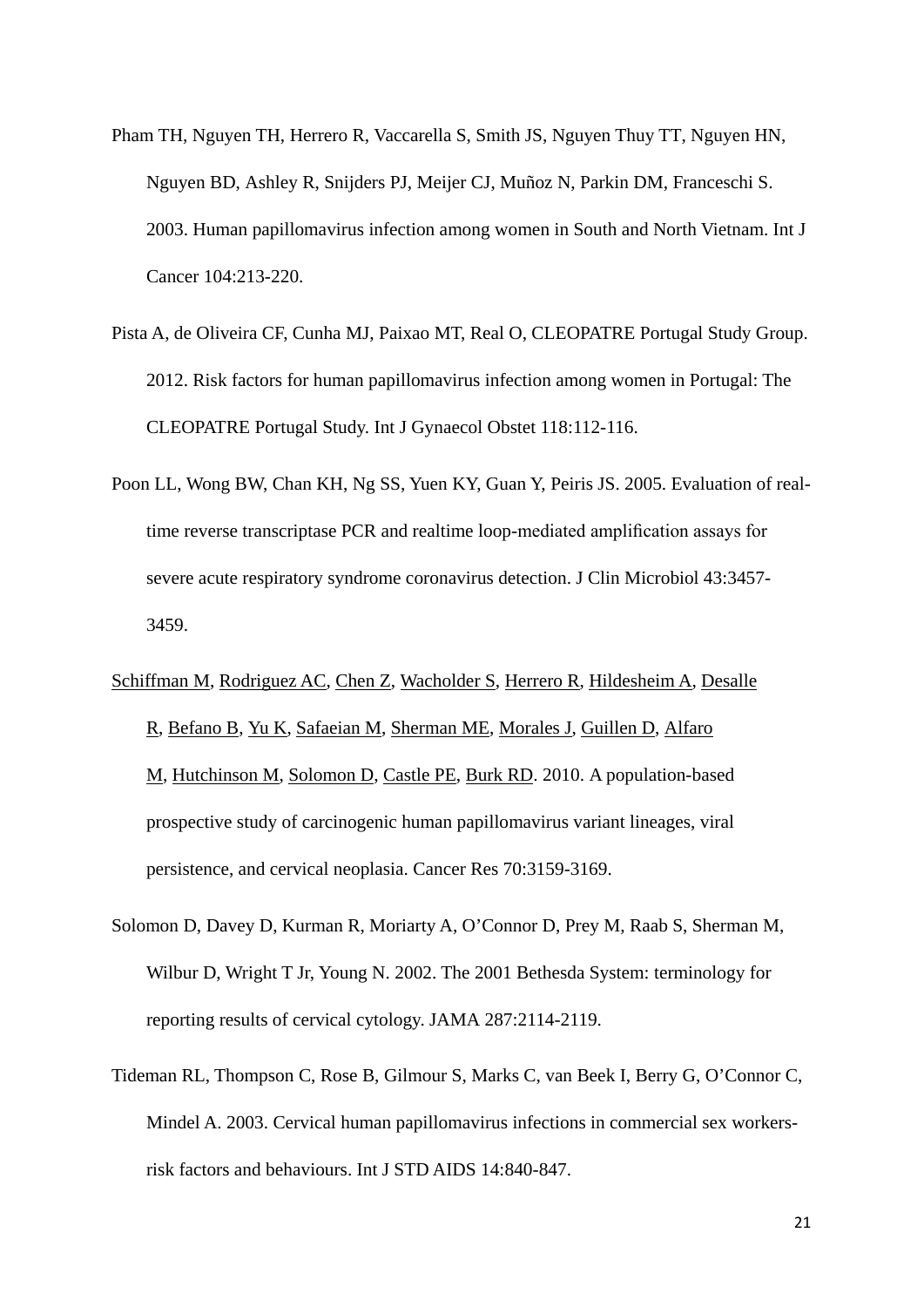Pham TH, Nguyen TH, Herrero R, Vaccarella S, Smith JS, Nguyen Thuy TT, Nguyen HN, Nguyen BD, Ashley R, Snijders PJ, Meijer CJ, Muñoz N, Parkin DM, Franceschi S. 2003. Human papillomavirus infection among women in South and North Vietnam. Int J Cancer 104:213-220.

Pista A, de Oliveira CF, Cunha MJ, Paixao MT, Real O, CLEOPATRE Portugal Study Group. 2012. Risk factors for human papillomavirus infection among women in Portugal: The CLEOPATRE Portugal Study. Int J Gynaecol Obstet 118:112-116.

Poon LL, Wong BW, Chan KH, Ng SS, Yuen KY, Guan Y, Peiris JS. 2005. Evaluation of real-time reverse transcriptase PCR and realtime loop-mediated amplification assays for severe acute respiratory syndrome coronavirus detection. J Clin Microbiol 43:3457-3459.

Schiffman M, Rodriguez AC, Chen Z, Wacholder S, Herrero R, Hildesheim A, Desalle R, Befano B, Yu K, Safaeian M, Sherman ME, Morales J, Guillen D, Alfaro M, Hutchinson M, Solomon D, Castle PE, Burk RD. 2010. A population-based prospective study of carcinogenic human papillomavirus variant lineages, viral persistence, and cervical neoplasia. Cancer Res 70:3159-3169.

Solomon D, Davey D, Kurman R, Moriarty A, O'Connor D, Prey M, Raab S, Sherman M, Wilbur D, Wright T Jr, Young N. 2002. The 2001 Bethesda System: terminology for reporting results of cervical cytology. JAMA 287:2114-2119.

Tideman RL, Thompson C, Rose B, Gilmour S, Marks C, van Beek I, Berry G, O'Connor C, Mindel A. 2003. Cervical human papillomavirus infections in commercial sex workers-risk factors and behaviours. Int J STD AIDS 14:840-847.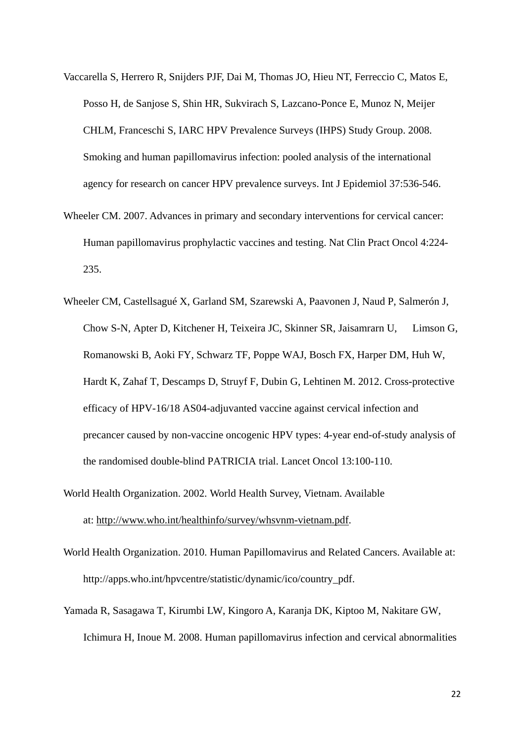Vaccarella S, Herrero R, Snijders PJF, Dai M, Thomas JO, Hieu NT, Ferreccio C, Matos E, Posso H, de Sanjose S, Shin HR, Sukvirach S, Lazcano-Ponce E, Munoz N, Meijer CHLM, Franceschi S, IARC HPV Prevalence Surveys (IHPS) Study Group. 2008. Smoking and human papillomavirus infection: pooled analysis of the international agency for research on cancer HPV prevalence surveys. Int J Epidemiol 37:536-546.

Wheeler CM. 2007. Advances in primary and secondary interventions for cervical cancer: Human papillomavirus prophylactic vaccines and testing. Nat Clin Pract Oncol 4:224-235.

Wheeler CM, Castellsagué X, Garland SM, Szarewski A, Paavonen J, Naud P, Salmerón J, Chow S-N, Apter D, Kitchener H, Teixeira JC, Skinner SR, Jaisamrarn U, Limson G, Romanowski B, Aoki FY, Schwarz TF, Poppe WAJ, Bosch FX, Harper DM, Huh W, Hardt K, Zahaf T, Descamps D, Struyf F, Dubin G, Lehtinen M. 2012. Cross-protective efficacy of HPV-16/18 AS04-adjuvanted vaccine against cervical infection and precancer caused by non-vaccine oncogenic HPV types: 4-year end-of-study analysis of the randomised double-blind PATRICIA trial. Lancet Oncol 13:100-110.

World Health Organization. 2002. World Health Survey, Vietnam. Available at: http://www.who.int/healthinfo/survey/whsvnm-vietnam.pdf.

World Health Organization. 2010. Human Papillomavirus and Related Cancers. Available at: http://apps.who.int/hpvcentre/statistic/dynamic/ico/country_pdf.

Yamada R, Sasagawa T, Kirumbi LW, Kingoro A, Karanja DK, Kiptoo M, Nakitare GW, Ichimura H, Inoue M. 2008. Human papillomavirus infection and cervical abnormalities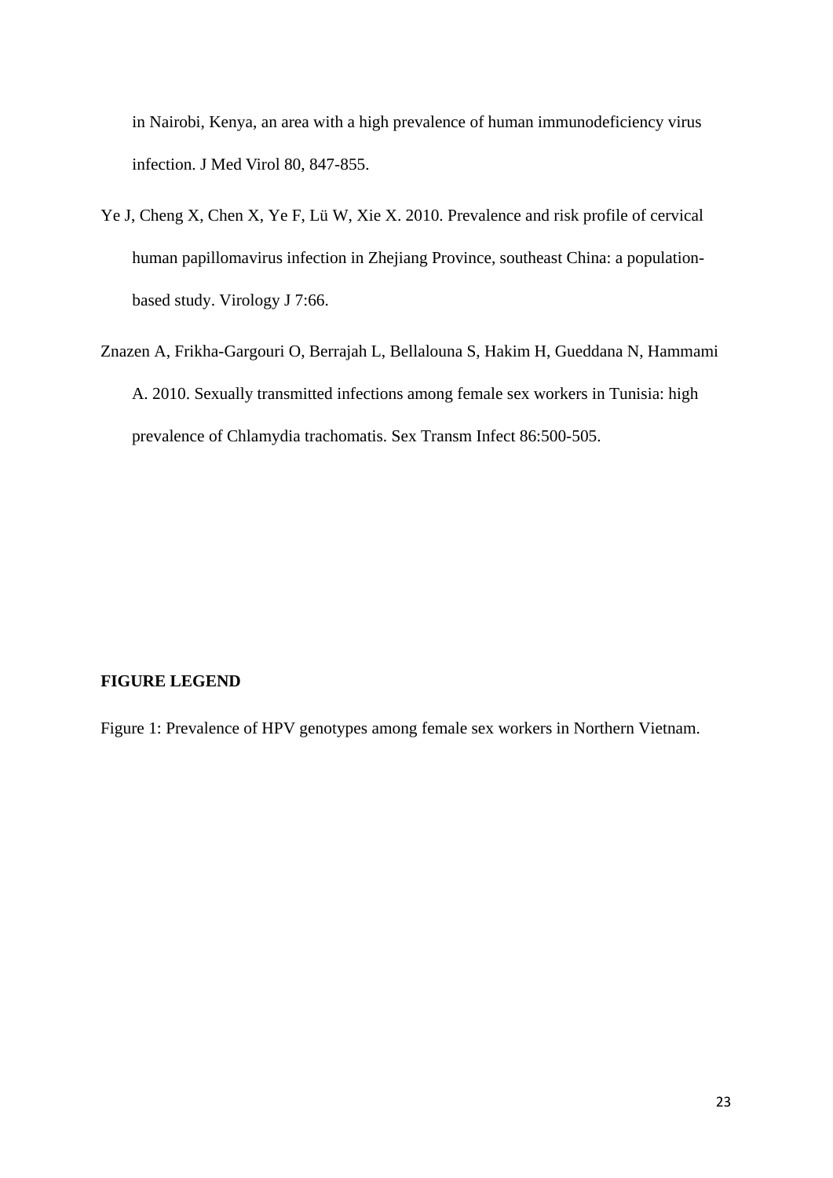in Nairobi, Kenya, an area with a high prevalence of human immunodeficiency virus infection. J Med Virol 80, 847-855.

Ye J, Cheng X, Chen X, Ye F, Lü W, Xie X. 2010. Prevalence and risk profile of cervical human papillomavirus infection in Zhejiang Province, southeast China: a population-based study. Virology J 7:66.

Znazen A, Frikha-Gargouri O, Berrajah L, Bellalouna S, Hakim H, Gueddana N, Hammami A. 2010. Sexually transmitted infections among female sex workers in Tunisia: high prevalence of Chlamydia trachomatis. Sex Transm Infect 86:500-505.

**FIGURE LEGEND**

Figure 1: Prevalence of HPV genotypes among female sex workers in Northern Vietnam.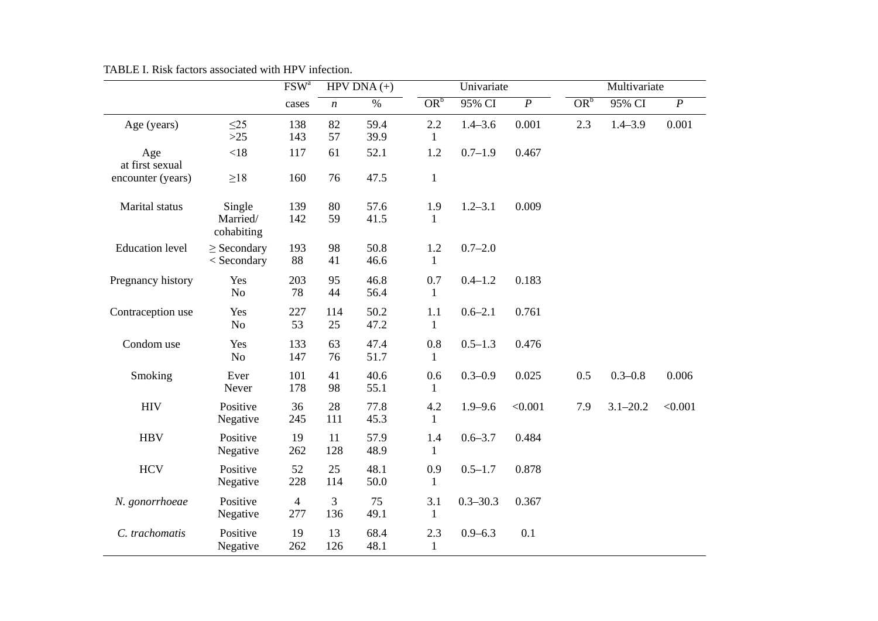TABLE I. Risk factors associated with HPV infection.

| | | FSW[a] | HPV DNA (+) | | Univariate | | | Multivariate | | |
|---|---|---|---|---|---|---|---|---|---|---|
| | | cases | *n* | % | OR[b] | 95% CI | *P* | OR[b] | 95% CI | *P* |
| Age (years) | ≤25 | 138 | 82 | 59.4 | 2.2 | 1.4–3.6 | 0.001 | 2.3 | 1.4–3.9 | 0.001 |
| | >25 | 143 | 57 | 39.9 | 1 | | | | | |
| Age at first sexual encounter (years) | <18 | 117 | 61 | 52.1 | 1.2 | 0.7–1.9 | 0.467 | | | |
| | ≥18 | 160 | 76 | 47.5 | 1 | | | | | |
| Marital status | Single | 139 | 80 | 57.6 | 1.9 | 1.2–3.1 | 0.009 | | | |
| | Married/ cohabiting | 142 | 59 | 41.5 | 1 | | | | | |
| Education level | ≥ Secondary | 193 | 98 | 50.8 | 1.2 | 0.7–2.0 | | | | |
| | < Secondary | 88 | 41 | 46.6 | 1 | | | | | |
| Pregnancy history | Yes | 203 | 95 | 46.8 | 0.7 | 0.4–1.2 | 0.183 | | | |
| | No | 78 | 44 | 56.4 | 1 | | | | | |
| Contraception use | Yes | 227 | 114 | 50.2 | 1.1 | 0.6–2.1 | 0.761 | | | |
| | No | 53 | 25 | 47.2 | 1 | | | | | |
| Condom use | Yes | 133 | 63 | 47.4 | 0.8 | 0.5–1.3 | 0.476 | | | |
| | No | 147 | 76 | 51.7 | 1 | | | | | |
| Smoking | Ever | 101 | 41 | 40.6 | 0.6 | 0.3–0.9 | 0.025 | 0.5 | 0.3–0.8 | 0.006 |
| | Never | 178 | 98 | 55.1 | 1 | | | | | |
| HIV | Positive | 36 | 28 | 77.8 | 4.2 | 1.9–9.6 | <0.001 | 7.9 | 3.1–20.2 | <0.001 |
| | Negative | 245 | 111 | 45.3 | 1 | | | | | |
| HBV | Positive | 19 | 11 | 57.9 | 1.4 | 0.6–3.7 | 0.484 | | | |
| | Negative | 262 | 128 | 48.9 | 1 | | | | | |
| HCV | Positive | 52 | 25 | 48.1 | 0.9 | 0.5–1.7 | 0.878 | | | |
| | Negative | 228 | 114 | 50.0 | 1 | | | | | |
| *N. gonorrhoeae* | Positive | 4 | 3 | 75 | 3.1 | 0.3–30.3 | 0.367 | | | |
| | Negative | 277 | 136 | 49.1 | 1 | | | | | |
| *C. trachomatis* | Positive | 19 | 13 | 68.4 | 2.3 | 0.9–6.3 | 0.1 | | | |
| | Negative | 262 | 126 | 48.1 | 1 | | | | | |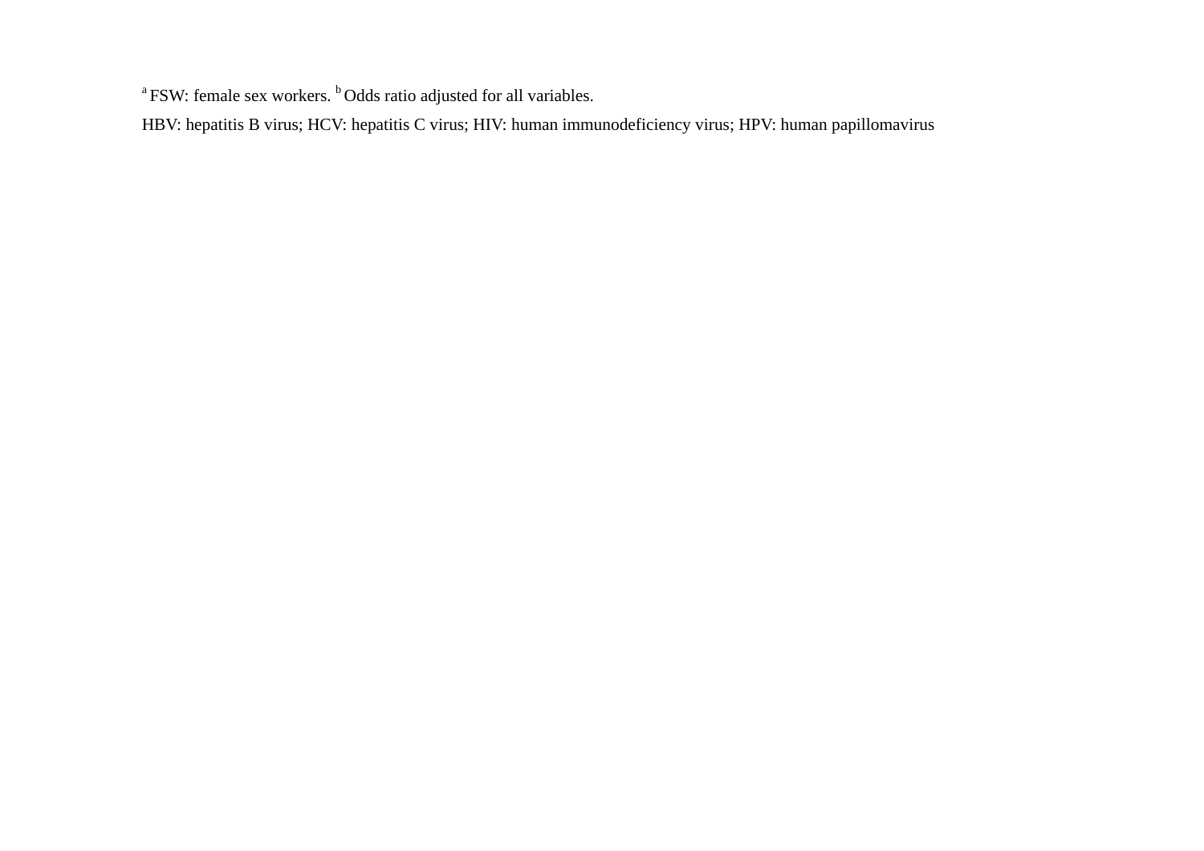[a] FSW: female sex workers. [b] Odds ratio adjusted for all variables.

HBV: hepatitis B virus; HCV: hepatitis C virus; HIV: human immunodeficiency virus; HPV: human papillomavirus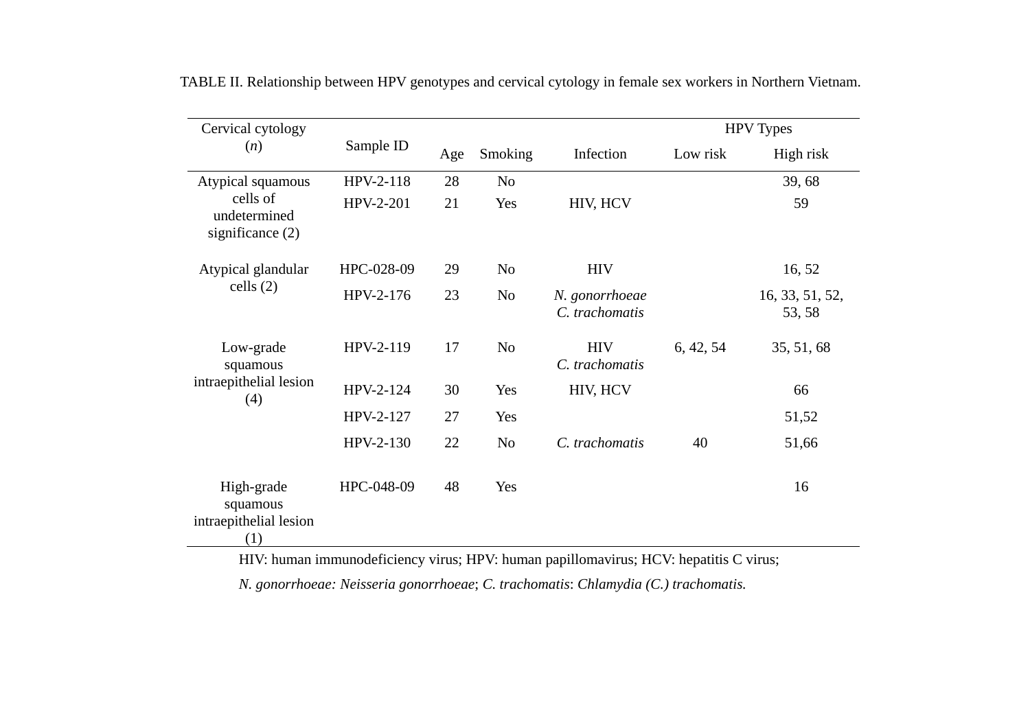TABLE II. Relationship between HPV genotypes and cervical cytology in female sex workers in Northern Vietnam.

| Cervical cytology (*n*) | Sample ID | Age | Smoking | Infection | HPV Types | |
|---|---|---|---|---|---|---|
| | | | | | Low risk | High risk |
| Atypical squamous cells of undetermined significance (2) | HPV-2-118 | 28 | No | | | 39, 68 |
| | HPV-2-201 | 21 | Yes | HIV, HCV | | 59 |
| Atypical glandular cells (2) | HPC-028-09 | 29 | No | HIV | | 16, 52 |
| | HPV-2-176 | 23 | No | *N. gonorrhoeae* *C. trachomatis* | | 16, 33, 51, 52, 53, 58 |
| Low-grade squamous intraepithelial lesion (4) | HPV-2-119 | 17 | No | HIV *C. trachomatis* | 6, 42, 54 | 35, 51, 68 |
| | HPV-2-124 | 30 | Yes | HIV, HCV | | 66 |
| | HPV-2-127 | 27 | Yes | | | 51,52 |
| | HPV-2-130 | 22 | No | *C. trachomatis* | 40 | 51,66 |
| High-grade squamous intraepithelial lesion (1) | HPC-048-09 | 48 | Yes | | | 16 |

HIV: human immunodeficiency virus; HPV: human papillomavirus; HCV: hepatitis C virus;

*N. gonorrhoeae: Neisseria gonorrhoeae*; *C. trachomatis*: *Chlamydia (C.) trachomatis.*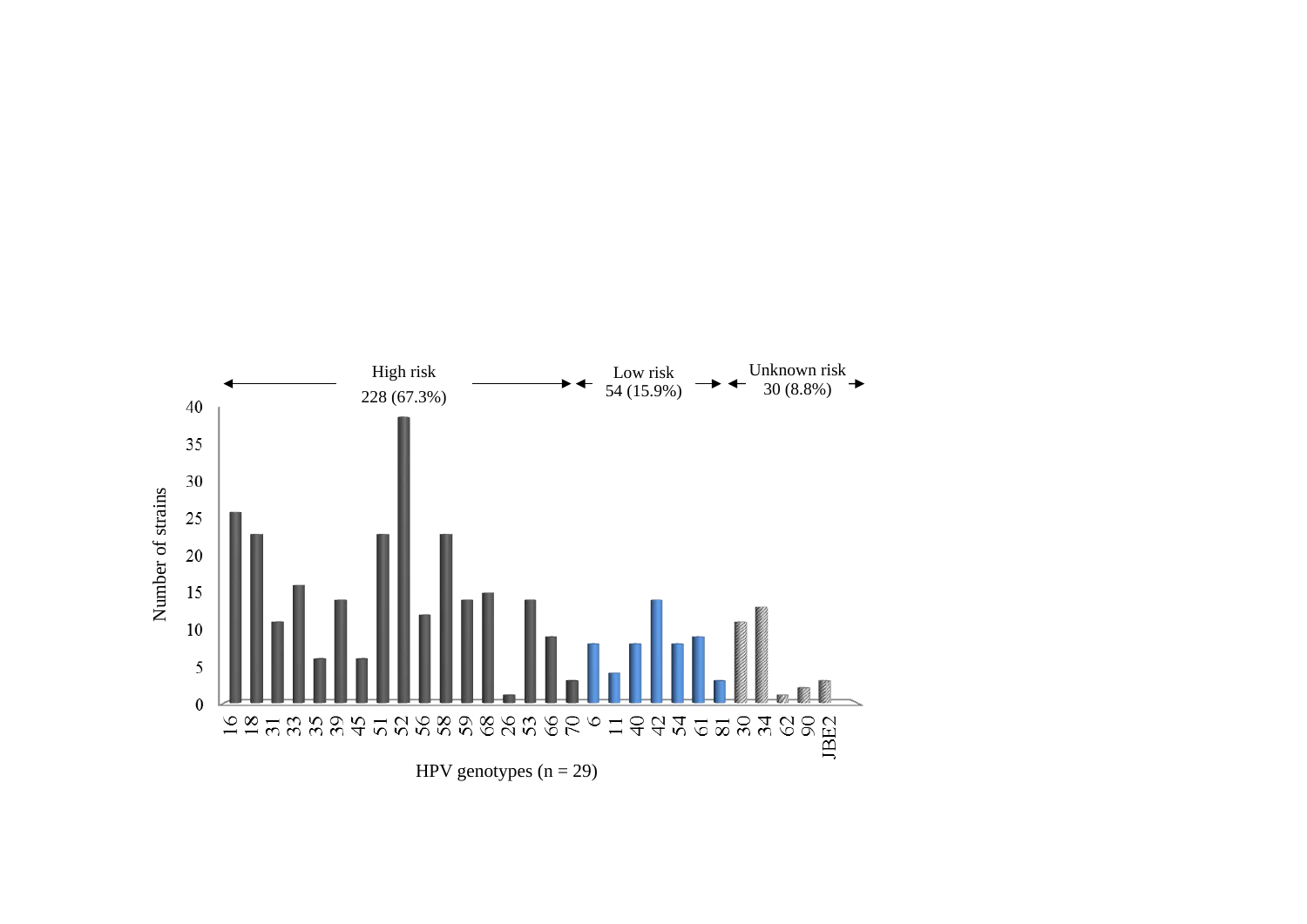High risk
228 (67.3%)

Low risk
54 (15.9%)

Unknown risk
30 (8.8%)

Number of strains

0
5
10
15
20
25
30
35
40

16 18 31 33 35 39 45 51 52 56 58 59 68 26 53 66 70 6 11 40 42 54 61 81 30 34 62 90 JBE2

HPV genotypes (n = 29)